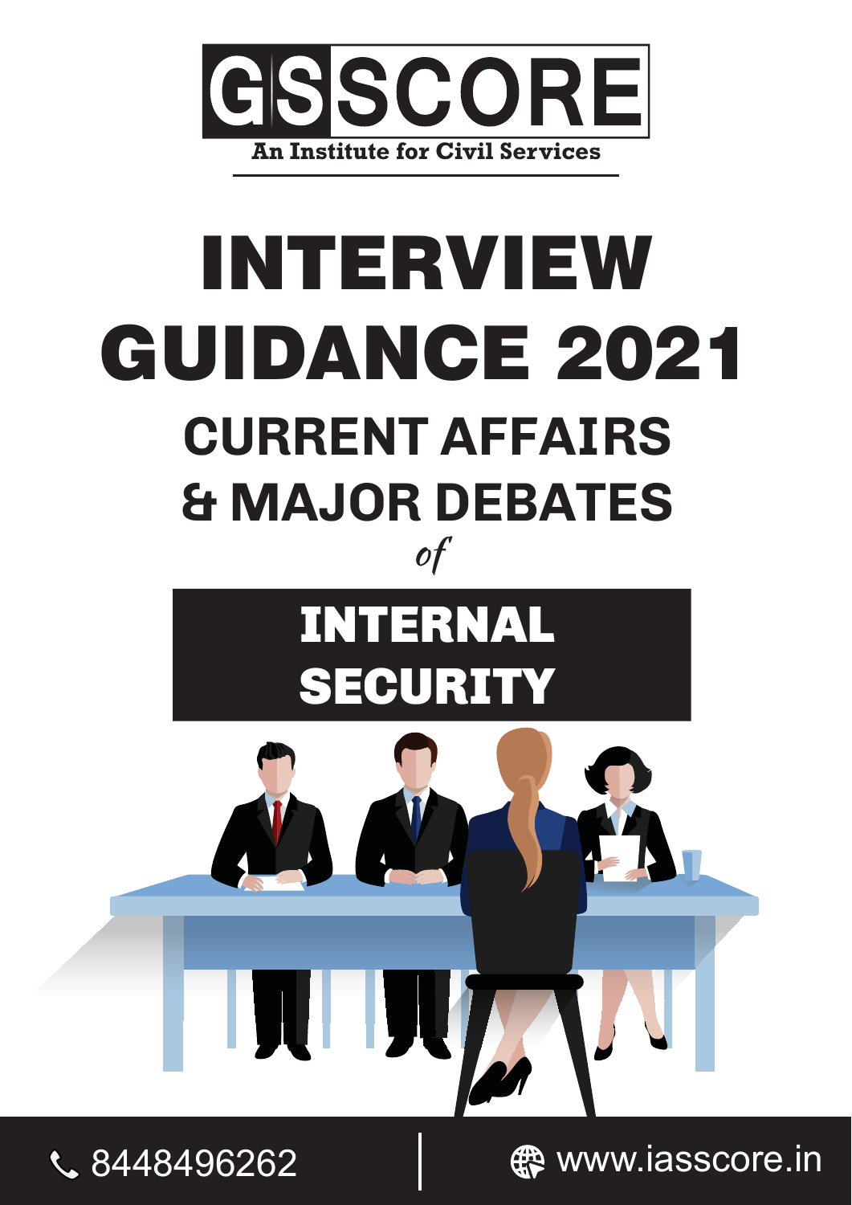# GSSCORE

**An Institute for Civil Services**

# INTERVIEW GUIDANCE 2021

## CURRENT AFFAIRS & MAJOR DEBATES

*of*

## INTERNAL SECURITY

8448496262 | www.iasscore.in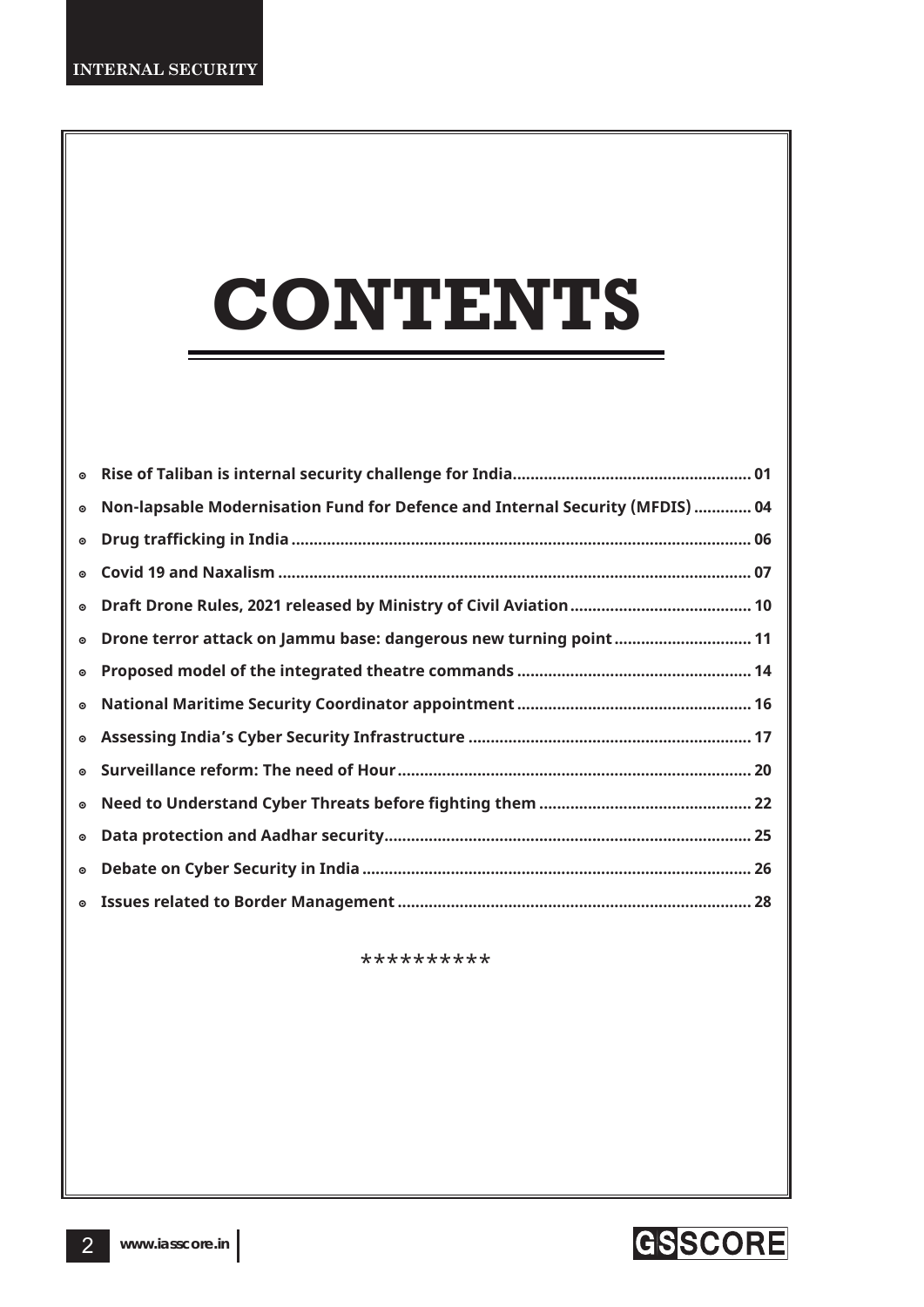# CONTENTS

- Rise of Taliban is internal security challenge for India ..... 01
- Non-lapsable Modernisation Fund for Defence and Internal Security (MFDIS) ..... 04
- Drug trafficking in India ..... 06
- Covid 19 and Naxalism ..... 07
- Draft Drone Rules, 2021 released by Ministry of Civil Aviation ..... 10
- Drone terror attack on Jammu base: dangerous new turning point ..... 11
- Proposed model of the integrated theatre commands ..... 14
- National Maritime Security Coordinator appointment ..... 16
- Assessing India's Cyber Security Infrastructure ..... 17
- Surveillance reform: The need of Hour ..... 20
- Need to Understand Cyber Threats before fighting them ..... 22
- Data protection and Aadhar security ..... 25
- Debate on Cyber Security in India ..... 26
- Issues related to Border Management ..... 28

**********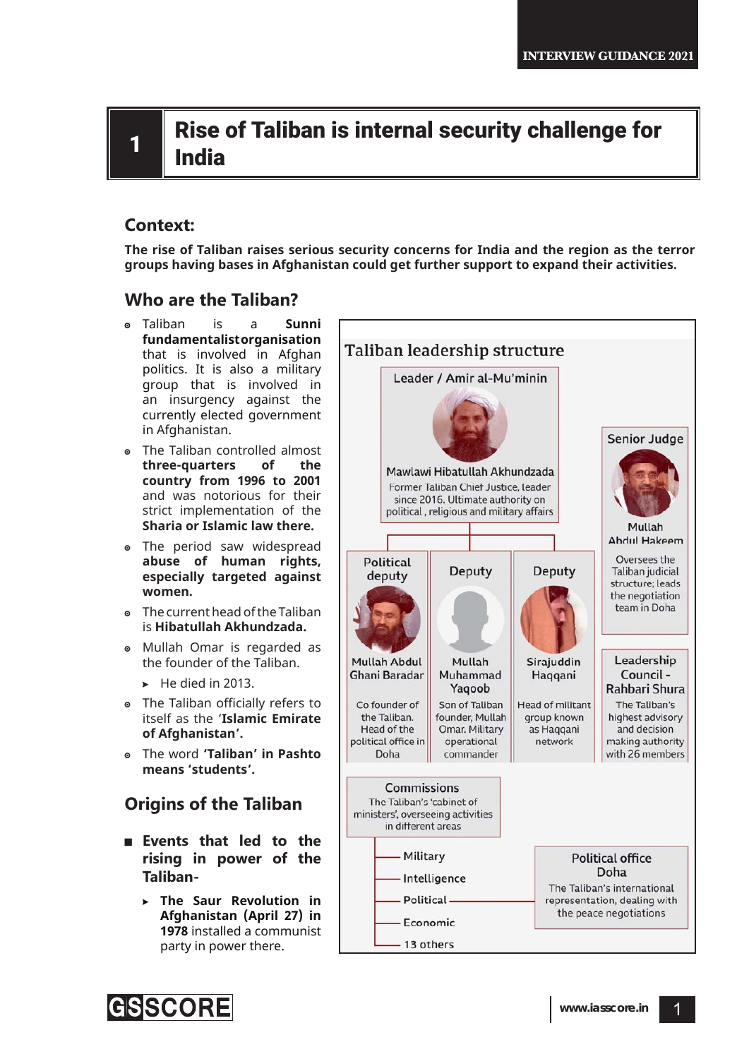# 1 Rise of Taliban is internal security challenge for India

## Context:

**The rise of Taliban raises serious security concerns for India and the region as the terror groups having bases in Afghanistan could get further support to expand their activities.**

## Who are the Taliban?

- Taliban is a **Sunni fundamentalistorganisation** that is involved in Afghan politics. It is also a military group that is involved in an insurgency against the currently elected government in Afghanistan.
- The Taliban controlled almost **three-quarters of the country from 1996 to 2001** and was notorious for their strict implementation of the **Sharia or Islamic law there.**
- The period saw widespread **abuse of human rights, especially targeted against women.**
- The current head of the Taliban is **Hibatullah Akhundzada.**
- Mullah Omar is regarded as the founder of the Taliban.
  - He died in 2013.
- The Taliban officially refers to itself as the '**Islamic Emirate of Afghanistan**'.
- The word **'Taliban' in Pashto means 'students'.**

**Taliban leadership structure**

**Leader / Amir al-Mu'minin**

Mawlawi Hibatullah Akhundzada
Former Taliban Chief Justice, leader since 2016. Ultimate authority on political, religious and military affairs

**Senior Judge**

Mullah Abdul Hakeem
Oversees the Taliban judicial structure; leads the negotiation team in Doha

**Political deputy**

Mullah Abdul Ghani Baradar
Co founder of the Taliban. Head of the political office in Doha

**Deputy**

Mullah Muhammad Yaqoob
Son of Taliban founder, Mullah Omar. Military operational commander

**Deputy**

Sirajuddin Haqqani
Head of militant group known as Haqqani network

**Leadership Council - Rahbari Shura**

The Taliban's highest advisory and decision making authority with 26 members

**Commissions**

The Taliban's 'cabinet of ministers', overseeing activities in different areas

- Military
- Intelligence
- Political
- Economic
- 13 others

**Political office Doha**

The Taliban's international representation, dealing with the peace negotiations

## Origins of the Taliban

- **Events that led to the rising in power of the Taliban-**
  - **The Saur Revolution in Afghanistan (April 27) in 1978** installed a communist party in power there.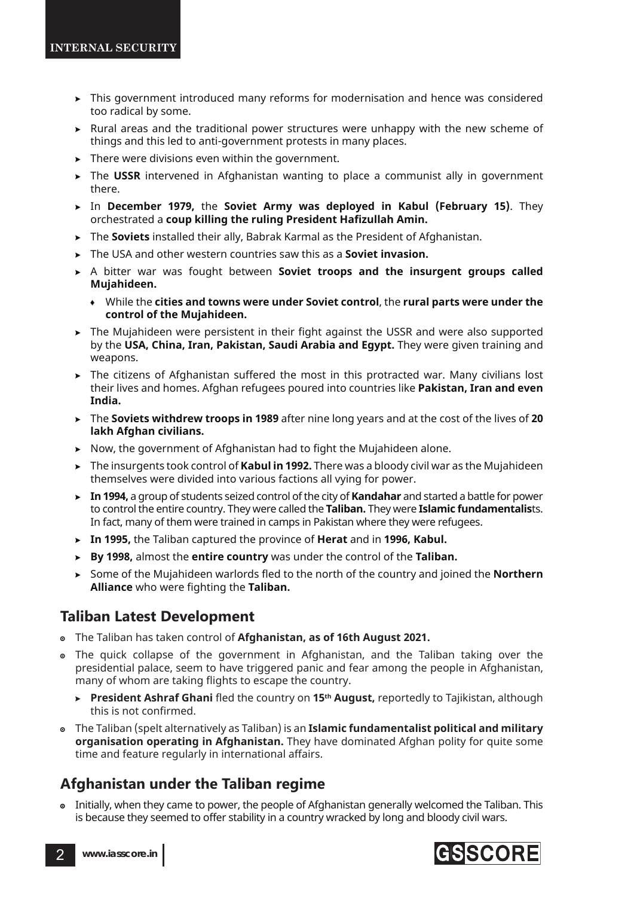- This government introduced many reforms for modernisation and hence was considered too radical by some.
- Rural areas and the traditional power structures were unhappy with the new scheme of things and this led to anti-government protests in many places.
- There were divisions even within the government.
- The **USSR** intervened in Afghanistan wanting to place a communist ally in government there.
- In **December 1979,** the **Soviet Army was deployed in Kabul (February 15)**. They orchestrated a **coup killing the ruling President Hafizullah Amin.**
- The **Soviets** installed their ally, Babrak Karmal as the President of Afghanistan.
- The USA and other western countries saw this as a **Soviet invasion.**
- A bitter war was fought between **Soviet troops and the insurgent groups called Mujahideen.**
  - While the **cities and towns were under Soviet control**, the **rural parts were under the control of the Mujahideen.**
- The Mujahideen were persistent in their fight against the USSR and were also supported by the **USA, China, Iran, Pakistan, Saudi Arabia and Egypt.** They were given training and weapons.
- The citizens of Afghanistan suffered the most in this protracted war. Many civilians lost their lives and homes. Afghan refugees poured into countries like **Pakistan, Iran and even India.**
- The **Soviets withdrew troops in 1989** after nine long years and at the cost of the lives of **20 lakh Afghan civilians.**
- Now, the government of Afghanistan had to fight the Mujahideen alone.
- The insurgents took control of **Kabul in 1992.** There was a bloody civil war as the Mujahideen themselves were divided into various factions all vying for power.
- **In 1994,** a group of students seized control of the city of **Kandahar** and started a battle for power to control the entire country. They were called the **Taliban.** They were **Islamic fundamentalis**ts. In fact, many of them were trained in camps in Pakistan where they were refugees.
- **In 1995,** the Taliban captured the province of **Herat** and in **1996, Kabul.**
- **By 1998,** almost the **entire country** was under the control of the **Taliban.**
- Some of the Mujahideen warlords fled to the north of the country and joined the **Northern Alliance** who were fighting the **Taliban.**

## Taliban Latest Development

- The Taliban has taken control of **Afghanistan, as of 16th August 2021.**
- The quick collapse of the government in Afghanistan, and the Taliban taking over the presidential palace, seem to have triggered panic and fear among the people in Afghanistan, many of whom are taking flights to escape the country.
  - **President Ashraf Ghani** fled the country on **15th August,** reportedly to Tajikistan, although this is not confirmed.
- The Taliban (spelt alternatively as Taliban) is an **Islamic fundamentalist political and military organisation operating in Afghanistan.** They have dominated Afghan polity for quite some time and feature regularly in international affairs.

## Afghanistan under the Taliban regime

- Initially, when they came to power, the people of Afghanistan generally welcomed the Taliban. This is because they seemed to offer stability in a country wracked by long and bloody civil wars.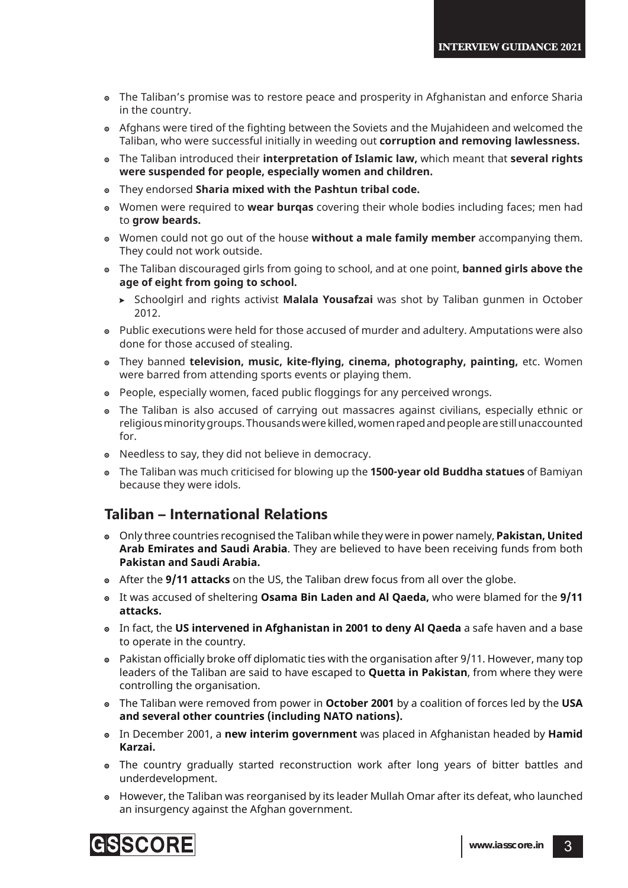- The Taliban's promise was to restore peace and prosperity in Afghanistan and enforce Sharia in the country.
- Afghans were tired of the fighting between the Soviets and the Mujahideen and welcomed the Taliban, who were successful initially in weeding out **corruption and removing lawlessness.**
- The Taliban introduced their **interpretation of Islamic law,** which meant that **several rights were suspended for people, especially women and children.**
- They endorsed **Sharia mixed with the Pashtun tribal code.**
- Women were required to **wear burqas** covering their whole bodies including faces; men had to **grow beards.**
- Women could not go out of the house **without a male family member** accompanying them. They could not work outside.
- The Taliban discouraged girls from going to school, and at one point, **banned girls above the age of eight from going to school.**
  - Schoolgirl and rights activist **Malala Yousafzai** was shot by Taliban gunmen in October 2012.
- Public executions were held for those accused of murder and adultery. Amputations were also done for those accused of stealing.
- They banned **television, music, kite-flying, cinema, photography, painting,** etc. Women were barred from attending sports events or playing them.
- People, especially women, faced public floggings for any perceived wrongs.
- The Taliban is also accused of carrying out massacres against civilians, especially ethnic or religious minority groups. Thousands were killed, women raped and people are still unaccounted for.
- Needless to say, they did not believe in democracy.
- The Taliban was much criticised for blowing up the **1500-year old Buddha statues** of Bamiyan because they were idols.

## Taliban – International Relations

- Only three countries recognised the Taliban while they were in power namely, **Pakistan, United Arab Emirates and Saudi Arabia**. They are believed to have been receiving funds from both **Pakistan and Saudi Arabia.**
- After the **9/11 attacks** on the US, the Taliban drew focus from all over the globe.
- It was accused of sheltering **Osama Bin Laden and Al Qaeda,** who were blamed for the **9/11 attacks.**
- In fact, the **US intervened in Afghanistan in 2001 to deny Al Qaeda** a safe haven and a base to operate in the country.
- Pakistan officially broke off diplomatic ties with the organisation after 9/11. However, many top leaders of the Taliban are said to have escaped to **Quetta in Pakistan**, from where they were controlling the organisation.
- The Taliban were removed from power in **October 2001** by a coalition of forces led by the **USA and several other countries (including NATO nations).**
- In December 2001, a **new interim government** was placed in Afghanistan headed by **Hamid Karzai.**
- The country gradually started reconstruction work after long years of bitter battles and underdevelopment.
- However, the Taliban was reorganised by its leader Mullah Omar after its defeat, who launched an insurgency against the Afghan government.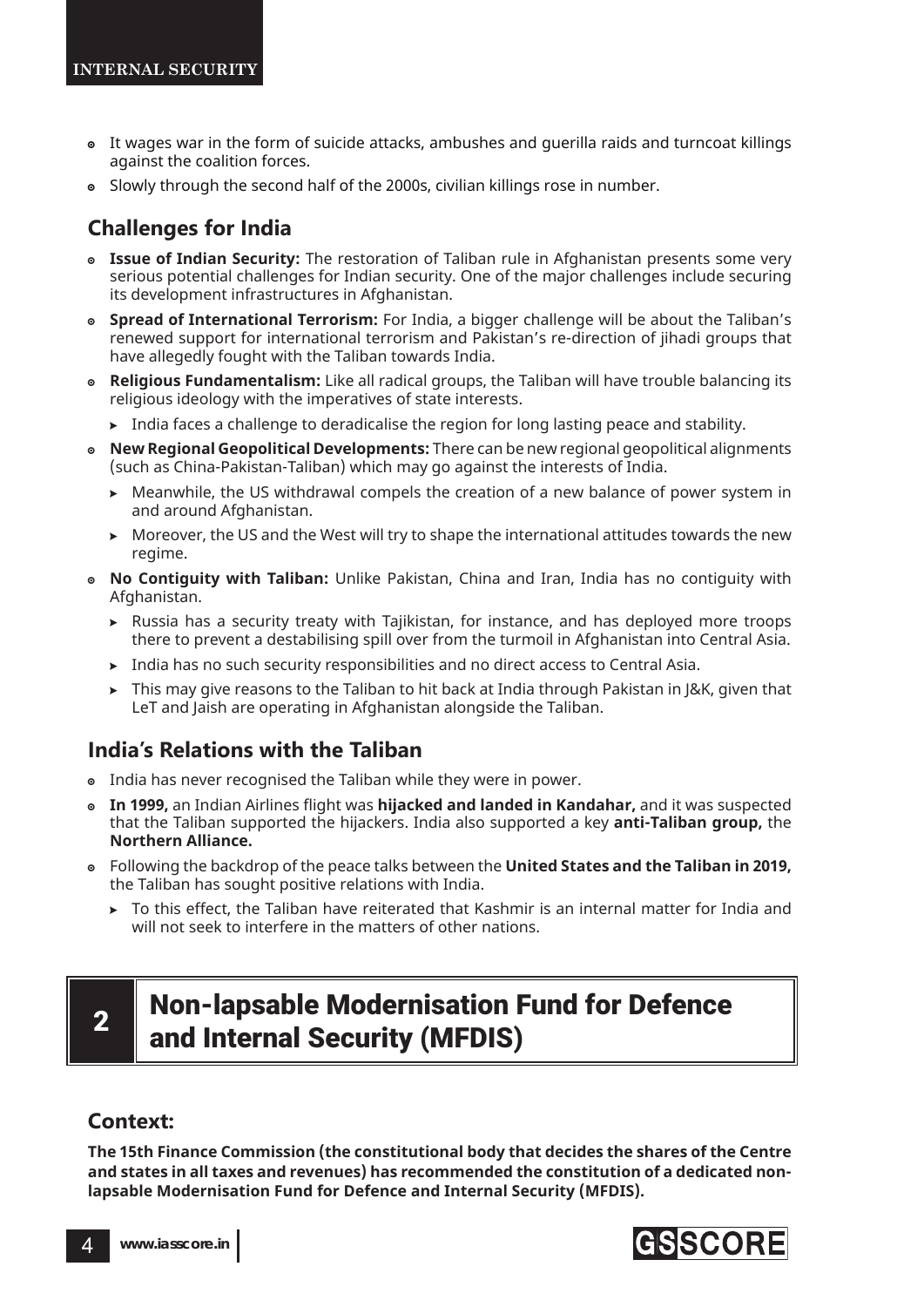- It wages war in the form of suicide attacks, ambushes and guerilla raids and turncoat killings against the coalition forces.
- Slowly through the second half of the 2000s, civilian killings rose in number.

## Challenges for India

- **Issue of Indian Security:** The restoration of Taliban rule in Afghanistan presents some very serious potential challenges for Indian security. One of the major challenges include securing its development infrastructures in Afghanistan.
- **Spread of International Terrorism:** For India, a bigger challenge will be about the Taliban's renewed support for international terrorism and Pakistan's re-direction of jihadi groups that have allegedly fought with the Taliban towards India.
- **Religious Fundamentalism:** Like all radical groups, the Taliban will have trouble balancing its religious ideology with the imperatives of state interests.
  - India faces a challenge to deradicalise the region for long lasting peace and stability.
- **New Regional Geopolitical Developments:** There can be new regional geopolitical alignments (such as China-Pakistan-Taliban) which may go against the interests of India.
  - Meanwhile, the US withdrawal compels the creation of a new balance of power system in and around Afghanistan.
  - Moreover, the US and the West will try to shape the international attitudes towards the new regime.
- **No Contiguity with Taliban:** Unlike Pakistan, China and Iran, India has no contiguity with Afghanistan.
  - Russia has a security treaty with Tajikistan, for instance, and has deployed more troops there to prevent a destabilising spill over from the turmoil in Afghanistan into Central Asia.
  - India has no such security responsibilities and no direct access to Central Asia.
  - This may give reasons to the Taliban to hit back at India through Pakistan in J&K, given that LeT and Jaish are operating in Afghanistan alongside the Taliban.

## India's Relations with the Taliban

- India has never recognised the Taliban while they were in power.
- **In 1999,** an Indian Airlines flight was **hijacked and landed in Kandahar,** and it was suspected that the Taliban supported the hijackers. India also supported a key **anti-Taliban group,** the **Northern Alliance.**
- Following the backdrop of the peace talks between the **United States and the Taliban in 2019,** the Taliban has sought positive relations with India.
  - To this effect, the Taliban have reiterated that Kashmir is an internal matter for India and will not seek to interfere in the matters of other nations.

# 2 Non-lapsable Modernisation Fund for Defence and Internal Security (MFDIS)

## Context:

**The 15th Finance Commission (the constitutional body that decides the shares of the Centre and states in all taxes and revenues) has recommended the constitution of a dedicated non-lapsable Modernisation Fund for Defence and Internal Security (MFDIS).**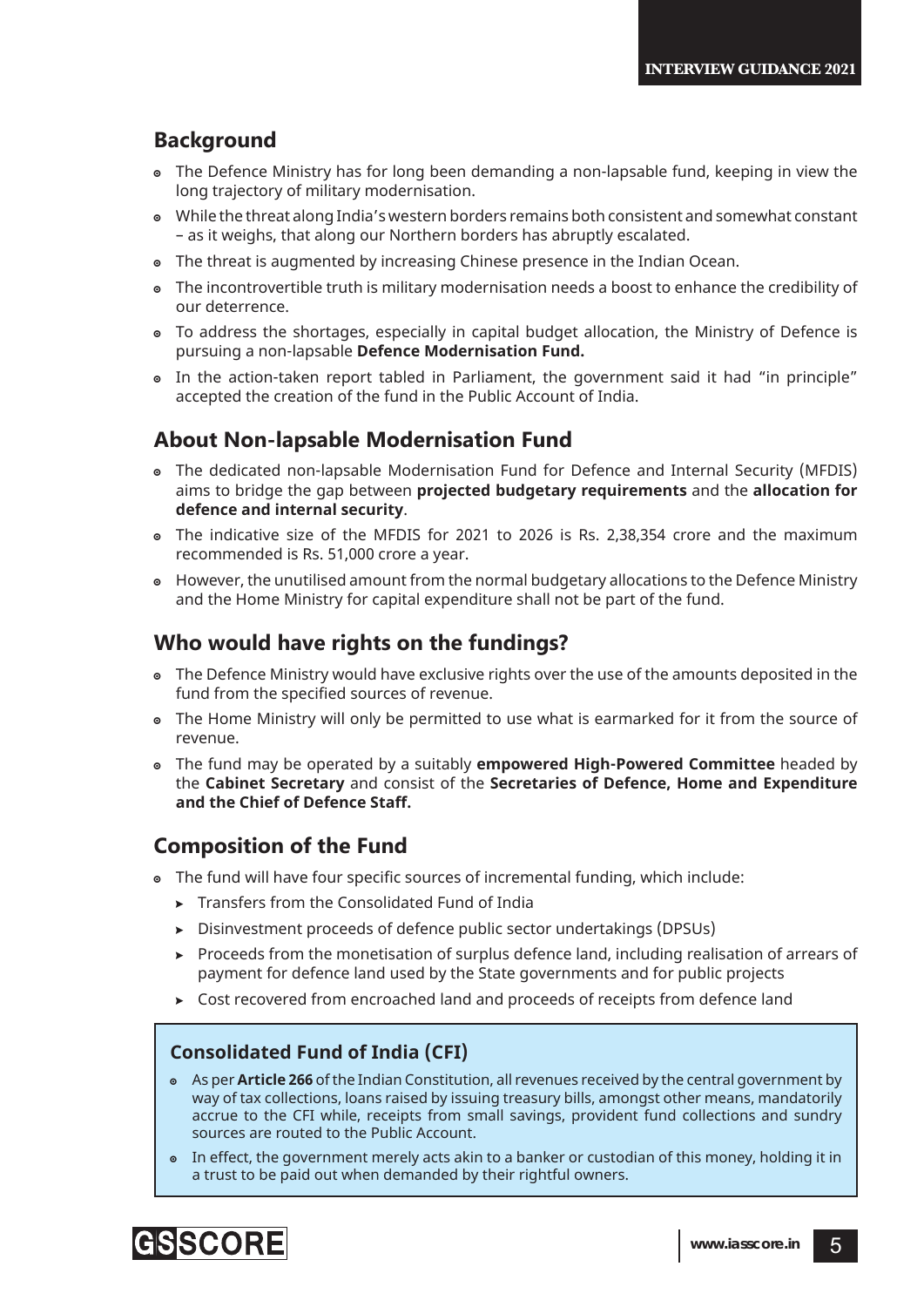## Background

- The Defence Ministry has for long been demanding a non-lapsable fund, keeping in view the long trajectory of military modernisation.
- While the threat along India's western borders remains both consistent and somewhat constant – as it weighs, that along our Northern borders has abruptly escalated.
- The threat is augmented by increasing Chinese presence in the Indian Ocean.
- The incontrovertible truth is military modernisation needs a boost to enhance the credibility of our deterrence.
- To address the shortages, especially in capital budget allocation, the Ministry of Defence is pursuing a non-lapsable **Defence Modernisation Fund.**
- In the action-taken report tabled in Parliament, the government said it had "in principle" accepted the creation of the fund in the Public Account of India.

## About Non-lapsable Modernisation Fund

- The dedicated non-lapsable Modernisation Fund for Defence and Internal Security (MFDIS) aims to bridge the gap between **projected budgetary requirements** and the **allocation for defence and internal security**.
- The indicative size of the MFDIS for 2021 to 2026 is Rs. 2,38,354 crore and the maximum recommended is Rs. 51,000 crore a year.
- However, the unutilised amount from the normal budgetary allocations to the Defence Ministry and the Home Ministry for capital expenditure shall not be part of the fund.

## Who would have rights on the fundings?

- The Defence Ministry would have exclusive rights over the use of the amounts deposited in the fund from the specified sources of revenue.
- The Home Ministry will only be permitted to use what is earmarked for it from the source of revenue.
- The fund may be operated by a suitably **empowered High-Powered Committee** headed by the **Cabinet Secretary** and consist of the **Secretaries of Defence, Home and Expenditure and the Chief of Defence Staff.**

## Composition of the Fund

- The fund will have four specific sources of incremental funding, which include:
  - Transfers from the Consolidated Fund of India
  - Disinvestment proceeds of defence public sector undertakings (DPSUs)
  - Proceeds from the monetisation of surplus defence land, including realisation of arrears of payment for defence land used by the State governments and for public projects
  - Cost recovered from encroached land and proceeds of receipts from defence land

### Consolidated Fund of India (CFI)

- As per **Article 266** of the Indian Constitution, all revenues received by the central government by way of tax collections, loans raised by issuing treasury bills, amongst other means, mandatorily accrue to the CFI while, receipts from small savings, provident fund collections and sundry sources are routed to the Public Account.
- In effect, the government merely acts akin to a banker or custodian of this money, holding it in a trust to be paid out when demanded by their rightful owners.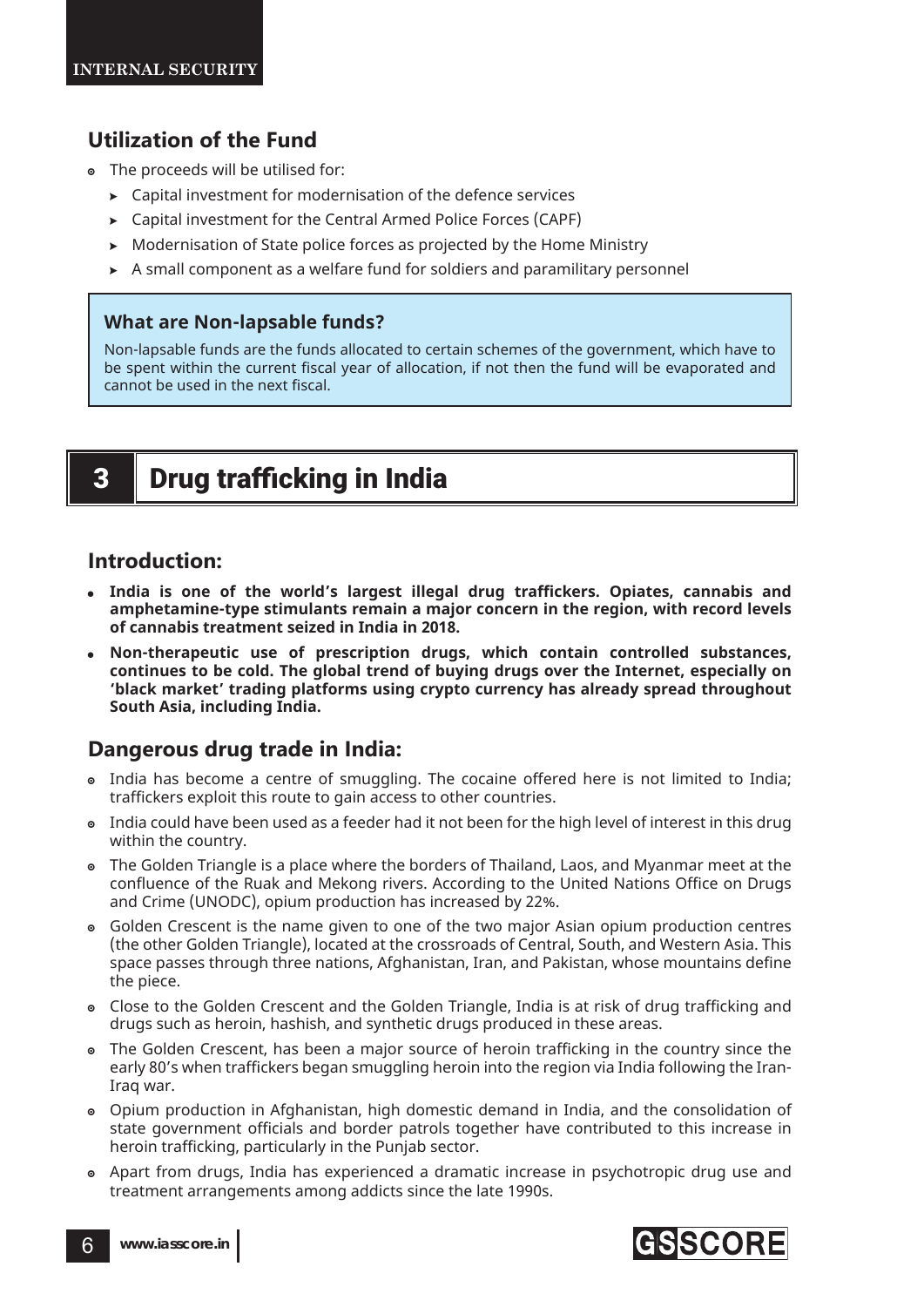## Utilization of the Fund

- The proceeds will be utilised for:
  - Capital investment for modernisation of the defence services
  - Capital investment for the Central Armed Police Forces (CAPF)
  - Modernisation of State police forces as projected by the Home Ministry
  - A small component as a welfare fund for soldiers and paramilitary personnel

> **What are Non-lapsable funds?**
>
> Non-lapsable funds are the funds allocated to certain schemes of the government, which have to be spent within the current fiscal year of allocation, if not then the fund will be evaporated and cannot be used in the next fiscal.

# 3 Drug trafficking in India

## Introduction:

- **India is one of the world's largest illegal drug traffickers. Opiates, cannabis and amphetamine-type stimulants remain a major concern in the region, with record levels of cannabis treatment seized in India in 2018.**
- **Non-therapeutic use of prescription drugs, which contain controlled substances, continues to be cold. The global trend of buying drugs over the Internet, especially on 'black market' trading platforms using crypto currency has already spread throughout South Asia, including India.**

## Dangerous drug trade in India:

- India has become a centre of smuggling. The cocaine offered here is not limited to India; traffickers exploit this route to gain access to other countries.
- India could have been used as a feeder had it not been for the high level of interest in this drug within the country.
- The Golden Triangle is a place where the borders of Thailand, Laos, and Myanmar meet at the confluence of the Ruak and Mekong rivers. According to the United Nations Office on Drugs and Crime (UNODC), opium production has increased by 22%.
- Golden Crescent is the name given to one of the two major Asian opium production centres (the other Golden Triangle), located at the crossroads of Central, South, and Western Asia. This space passes through three nations, Afghanistan, Iran, and Pakistan, whose mountains define the piece.
- Close to the Golden Crescent and the Golden Triangle, India is at risk of drug trafficking and drugs such as heroin, hashish, and synthetic drugs produced in these areas.
- The Golden Crescent, has been a major source of heroin trafficking in the country since the early 80's when traffickers began smuggling heroin into the region via India following the Iran-Iraq war.
- Opium production in Afghanistan, high domestic demand in India, and the consolidation of state government officials and border patrols together have contributed to this increase in heroin trafficking, particularly in the Punjab sector.
- Apart from drugs, India has experienced a dramatic increase in psychotropic drug use and treatment arrangements among addicts since the late 1990s.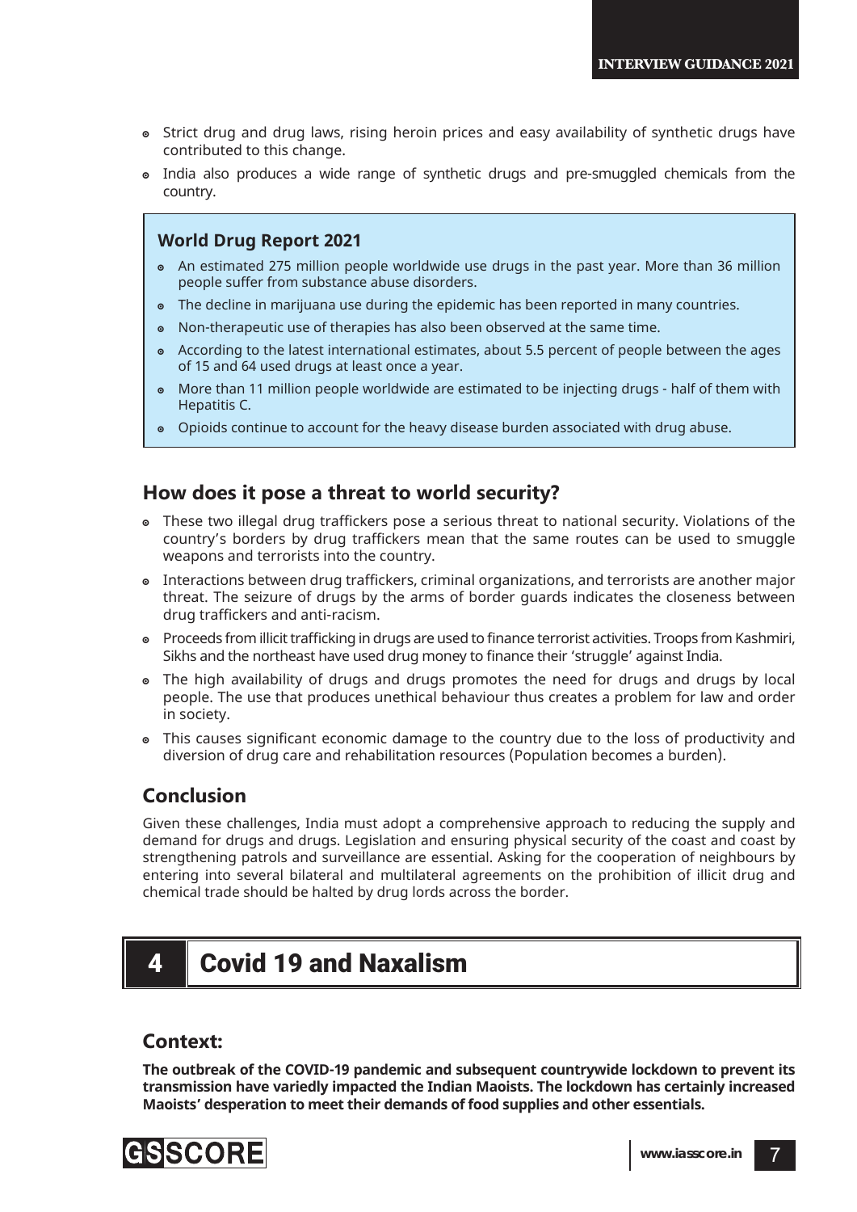- Strict drug and drug laws, rising heroin prices and easy availability of synthetic drugs have contributed to this change.
- India also produces a wide range of synthetic drugs and pre-smuggled chemicals from the country.

### World Drug Report 2021

- An estimated 275 million people worldwide use drugs in the past year. More than 36 million people suffer from substance abuse disorders.
- The decline in marijuana use during the epidemic has been reported in many countries.
- Non-therapeutic use of therapies has also been observed at the same time.
- According to the latest international estimates, about 5.5 percent of people between the ages of 15 and 64 used drugs at least once a year.
- More than 11 million people worldwide are estimated to be injecting drugs - half of them with Hepatitis C.
- Opioids continue to account for the heavy disease burden associated with drug abuse.

## How does it pose a threat to world security?

- These two illegal drug traffickers pose a serious threat to national security. Violations of the country's borders by drug traffickers mean that the same routes can be used to smuggle weapons and terrorists into the country.
- Interactions between drug traffickers, criminal organizations, and terrorists are another major threat. The seizure of drugs by the arms of border guards indicates the closeness between drug traffickers and anti-racism.
- Proceeds from illicit trafficking in drugs are used to finance terrorist activities. Troops from Kashmiri, Sikhs and the northeast have used drug money to finance their 'struggle' against India.
- The high availability of drugs and drugs promotes the need for drugs and drugs by local people. The use that produces unethical behaviour thus creates a problem for law and order in society.
- This causes significant economic damage to the country due to the loss of productivity and diversion of drug care and rehabilitation resources (Population becomes a burden).

## Conclusion

Given these challenges, India must adopt a comprehensive approach to reducing the supply and demand for drugs and drugs. Legislation and ensuring physical security of the coast and coast by strengthening patrols and surveillance are essential. Asking for the cooperation of neighbours by entering into several bilateral and multilateral agreements on the prohibition of illicit drug and chemical trade should be halted by drug lords across the border.

# 4 Covid 19 and Naxalism

## Context:

**The outbreak of the COVID-19 pandemic and subsequent countrywide lockdown to prevent its transmission have variedly impacted the Indian Maoists. The lockdown has certainly increased Maoists' desperation to meet their demands of food supplies and other essentials.**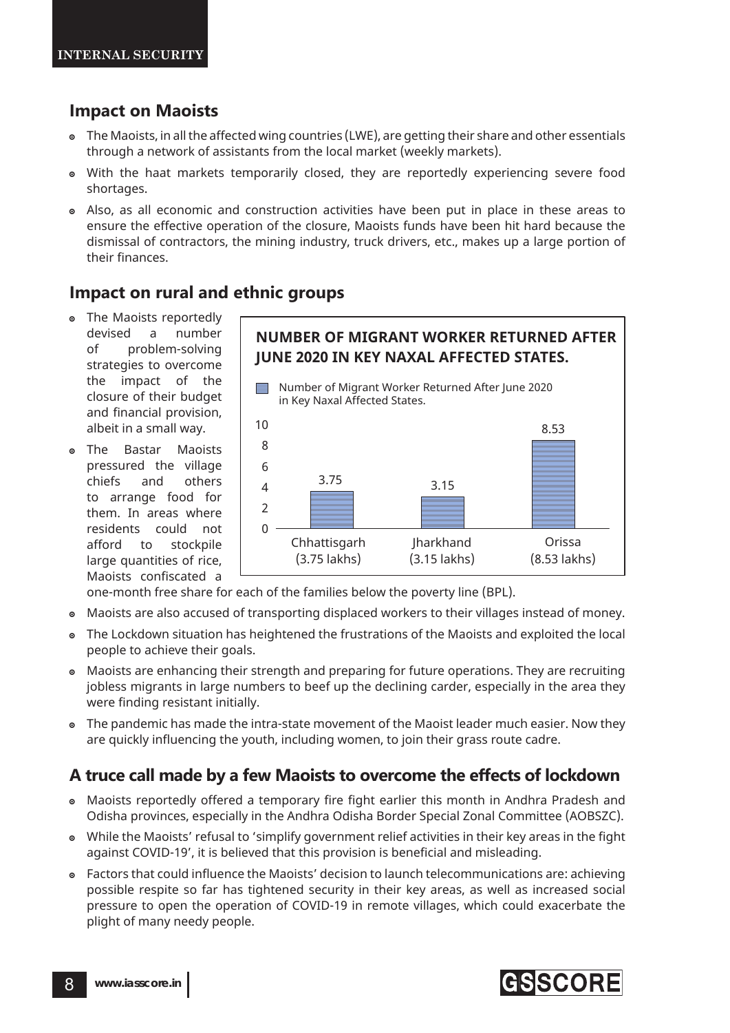## Impact on Maoists

- The Maoists, in all the affected wing countries (LWE), are getting their share and other essentials through a network of assistants from the local market (weekly markets).
- With the haat markets temporarily closed, they are reportedly experiencing severe food shortages.
- Also, as all economic and construction activities have been put in place in these areas to ensure the effective operation of the closure, Maoists funds have been hit hard because the dismissal of contractors, the mining industry, truck drivers, etc., makes up a large portion of their finances.

## Impact on rural and ethnic groups

- The Maoists reportedly devised a number of problem-solving strategies to overcome the impact of the closure of their budget and financial provision, albeit in a small way.
- The Bastar Maoists pressured the village chiefs and others to arrange food for them. In areas where residents could not afford to stockpile large quantities of rice, Maoists confiscated a one-month free share for each of the families below the poverty line (BPL).

**NUMBER OF MIGRANT WORKER RETURNED AFTER JUNE 2020 IN KEY NAXAL AFFECTED STATES.**

| State | Number of Migrant Worker Returned After June 2020 in Key Naxal Affected States. |
| --- | --- |
| Chhattisgarh (3.75 lakhs) | 3.75 |
| Jharkhand (3.15 lakhs) | 3.15 |
| Orissa (8.53 lakhs) | 8.53 |

- Maoists are also accused of transporting displaced workers to their villages instead of money.
- The Lockdown situation has heightened the frustrations of the Maoists and exploited the local people to achieve their goals.
- Maoists are enhancing their strength and preparing for future operations. They are recruiting jobless migrants in large numbers to beef up the declining carder, especially in the area they were finding resistant initially.
- The pandemic has made the intra-state movement of the Maoist leader much easier. Now they are quickly influencing the youth, including women, to join their grass route cadre.

## A truce call made by a few Maoists to overcome the effects of lockdown

- Maoists reportedly offered a temporary fire fight earlier this month in Andhra Pradesh and Odisha provinces, especially in the Andhra Odisha Border Special Zonal Committee (AOBSZC).
- While the Maoists' refusal to 'simplify government relief activities in their key areas in the fight against COVID-19', it is believed that this provision is beneficial and misleading.
- Factors that could influence the Maoists' decision to launch telecommunications are: achieving possible respite so far has tightened security in their key areas, as well as increased social pressure to open the operation of COVID-19 in remote villages, which could exacerbate the plight of many needy people.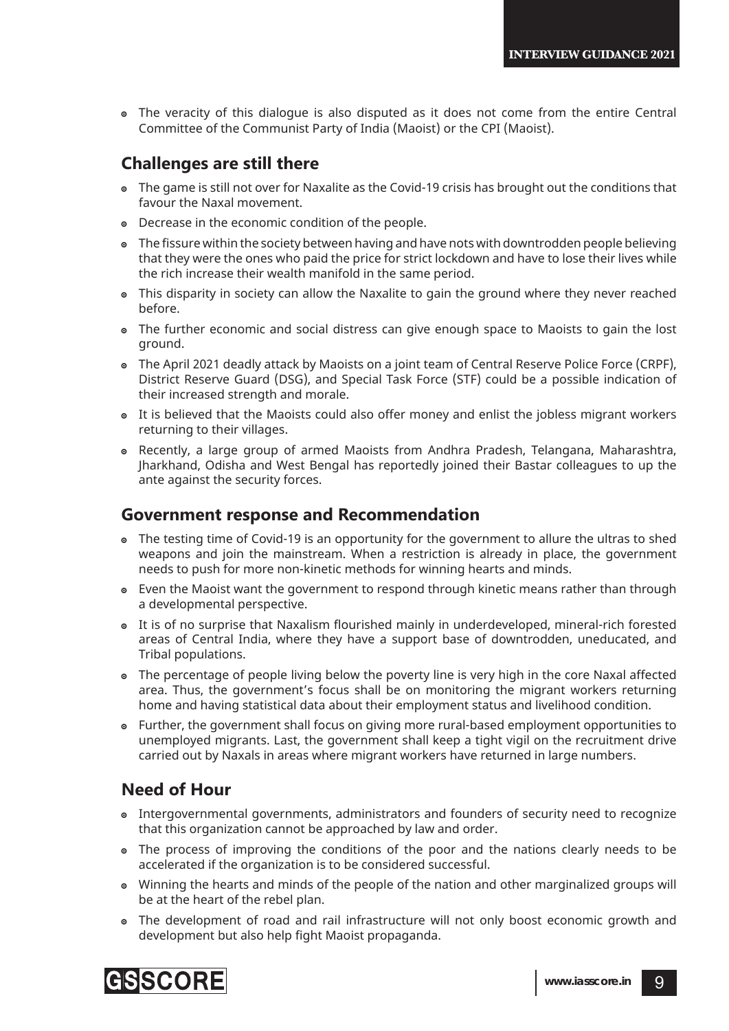- The veracity of this dialogue is also disputed as it does not come from the entire Central Committee of the Communist Party of India (Maoist) or the CPI (Maoist).

## Challenges are still there

- The game is still not over for Naxalite as the Covid-19 crisis has brought out the conditions that favour the Naxal movement.
- Decrease in the economic condition of the people.
- The fissure within the society between having and have nots with downtrodden people believing that they were the ones who paid the price for strict lockdown and have to lose their lives while the rich increase their wealth manifold in the same period.
- This disparity in society can allow the Naxalite to gain the ground where they never reached before.
- The further economic and social distress can give enough space to Maoists to gain the lost ground.
- The April 2021 deadly attack by Maoists on a joint team of Central Reserve Police Force (CRPF), District Reserve Guard (DSG), and Special Task Force (STF) could be a possible indication of their increased strength and morale.
- It is believed that the Maoists could also offer money and enlist the jobless migrant workers returning to their villages.
- Recently, a large group of armed Maoists from Andhra Pradesh, Telangana, Maharashtra, Jharkhand, Odisha and West Bengal has reportedly joined their Bastar colleagues to up the ante against the security forces.

## Government response and Recommendation

- The testing time of Covid-19 is an opportunity for the government to allure the ultras to shed weapons and join the mainstream. When a restriction is already in place, the government needs to push for more non-kinetic methods for winning hearts and minds.
- Even the Maoist want the government to respond through kinetic means rather than through a developmental perspective.
- It is of no surprise that Naxalism flourished mainly in underdeveloped, mineral-rich forested areas of Central India, where they have a support base of downtrodden, uneducated, and Tribal populations.
- The percentage of people living below the poverty line is very high in the core Naxal affected area. Thus, the government's focus shall be on monitoring the migrant workers returning home and having statistical data about their employment status and livelihood condition.
- Further, the government shall focus on giving more rural-based employment opportunities to unemployed migrants. Last, the government shall keep a tight vigil on the recruitment drive carried out by Naxals in areas where migrant workers have returned in large numbers.

## Need of Hour

- Intergovernmental governments, administrators and founders of security need to recognize that this organization cannot be approached by law and order.
- The process of improving the conditions of the poor and the nations clearly needs to be accelerated if the organization is to be considered successful.
- Winning the hearts and minds of the people of the nation and other marginalized groups will be at the heart of the rebel plan.
- The development of road and rail infrastructure will not only boost economic growth and development but also help fight Maoist propaganda.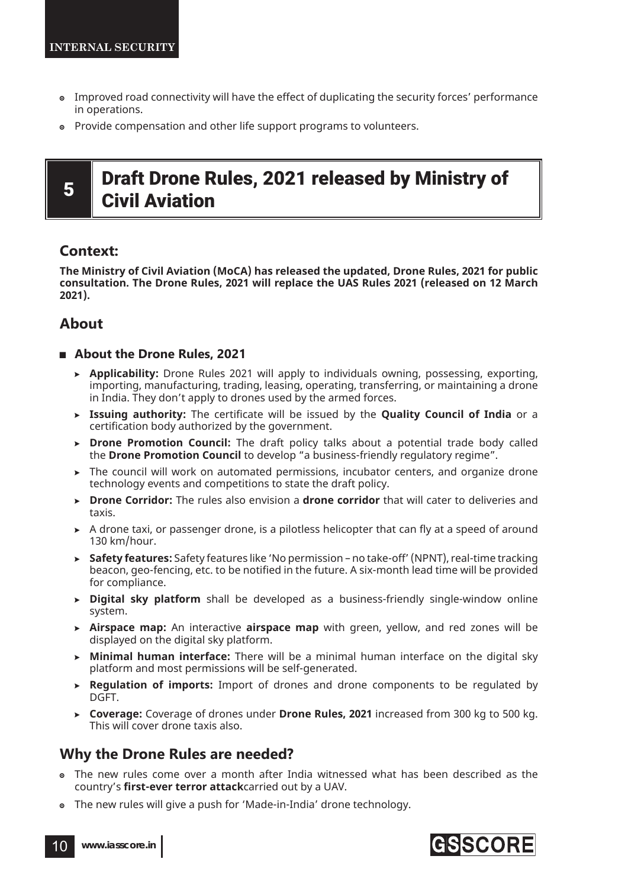- Improved road connectivity will have the effect of duplicating the security forces' performance in operations.
- Provide compensation and other life support programs to volunteers.

# 5 Draft Drone Rules, 2021 released by Ministry of Civil Aviation

## Context:

**The Ministry of Civil Aviation (MoCA) has released the updated, Drone Rules, 2021 for public consultation. The Drone Rules, 2021 will replace the UAS Rules 2021 (released on 12 March 2021).**

## About

### About the Drone Rules, 2021

- **Applicability:** Drone Rules 2021 will apply to individuals owning, possessing, exporting, importing, manufacturing, trading, leasing, operating, transferring, or maintaining a drone in India. They don't apply to drones used by the armed forces.
- **Issuing authority:** The certificate will be issued by the **Quality Council of India** or a certification body authorized by the government.
- **Drone Promotion Council:** The draft policy talks about a potential trade body called the **Drone Promotion Council** to develop "a business-friendly regulatory regime".
- The council will work on automated permissions, incubator centers, and organize drone technology events and competitions to state the draft policy.
- **Drone Corridor:** The rules also envision a **drone corridor** that will cater to deliveries and taxis.
- A drone taxi, or passenger drone, is a pilotless helicopter that can fly at a speed of around 130 km/hour.
- **Safety features:** Safety features like 'No permission – no take-off' (NPNT), real-time tracking beacon, geo-fencing, etc. to be notified in the future. A six-month lead time will be provided for compliance.
- **Digital sky platform** shall be developed as a business-friendly single-window online system.
- **Airspace map:** An interactive **airspace map** with green, yellow, and red zones will be displayed on the digital sky platform.
- **Minimal human interface:** There will be a minimal human interface on the digital sky platform and most permissions will be self-generated.
- **Regulation of imports:** Import of drones and drone components to be regulated by DGFT.
- **Coverage:** Coverage of drones under **Drone Rules, 2021** increased from 300 kg to 500 kg. This will cover drone taxis also.

## Why the Drone Rules are needed?

- The new rules come over a month after India witnessed what has been described as the country's **first-ever terror attack**carried out by a UAV.
- The new rules will give a push for 'Made-in-India' drone technology.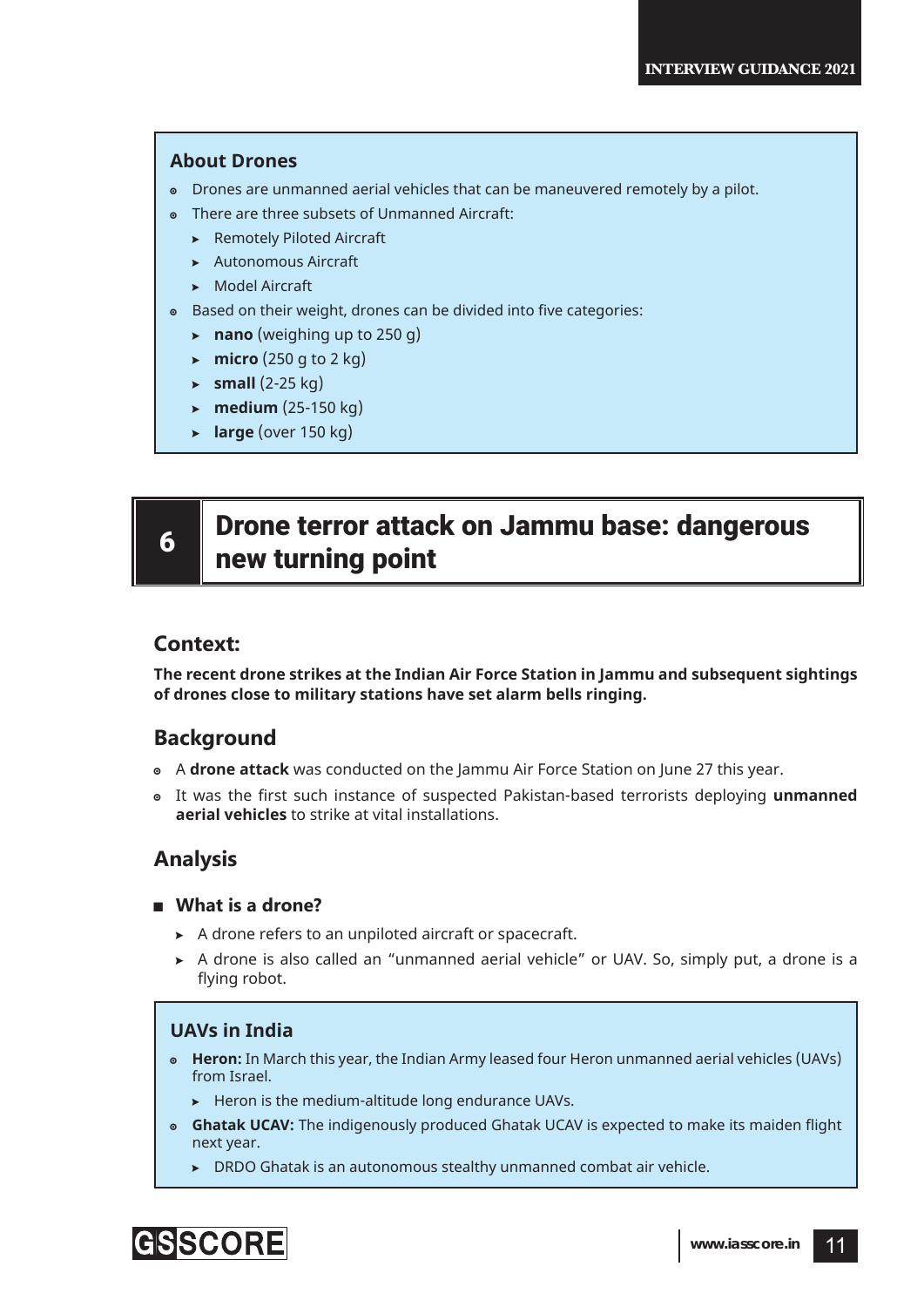### About Drones

- Drones are unmanned aerial vehicles that can be maneuvered remotely by a pilot.
- There are three subsets of Unmanned Aircraft:
  - Remotely Piloted Aircraft
  - Autonomous Aircraft
  - Model Aircraft
- Based on their weight, drones can be divided into five categories:
  - **nano** (weighing up to 250 g)
  - **micro** (250 g to 2 kg)
  - **small** (2-25 kg)
  - **medium** (25-150 kg)
  - **large** (over 150 kg)

# 6 Drone terror attack on Jammu base: dangerous new turning point

## Context:

**The recent drone strikes at the Indian Air Force Station in Jammu and subsequent sightings of drones close to military stations have set alarm bells ringing.**

## Background

- A **drone attack** was conducted on the Jammu Air Force Station on June 27 this year.
- It was the first such instance of suspected Pakistan-based terrorists deploying **unmanned aerial vehicles** to strike at vital installations.

## Analysis

### What is a drone?

- A drone refers to an unpiloted aircraft or spacecraft.
- A drone is also called an "unmanned aerial vehicle" or UAV. So, simply put, a drone is a flying robot.

### UAVs in India

- **Heron:** In March this year, the Indian Army leased four Heron unmanned aerial vehicles (UAVs) from Israel.
  - Heron is the medium-altitude long endurance UAVs.
- **Ghatak UCAV:** The indigenously produced Ghatak UCAV is expected to make its maiden flight next year.
  - DRDO Ghatak is an autonomous stealthy unmanned combat air vehicle.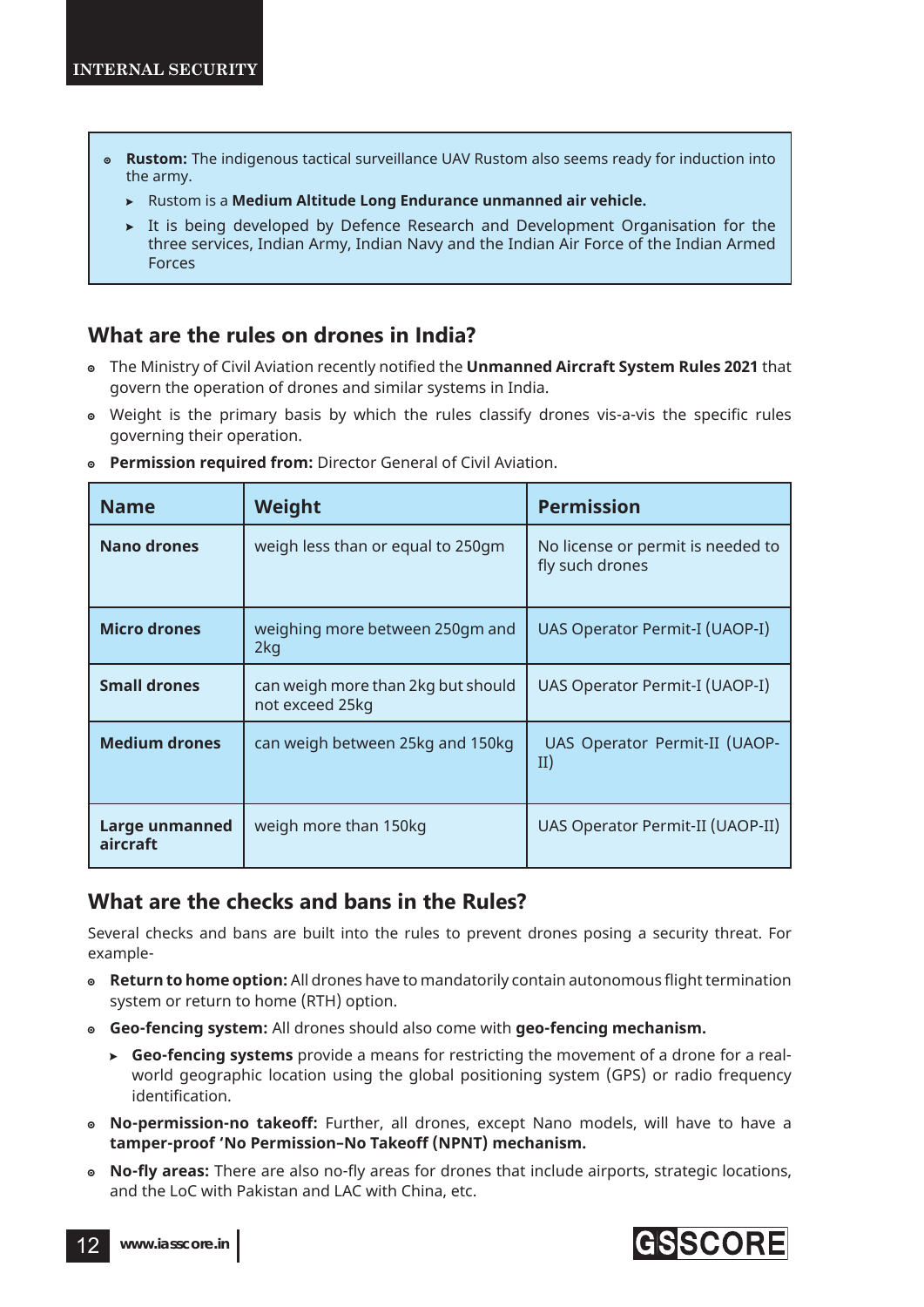- **Rustom:** The indigenous tactical surveillance UAV Rustom also seems ready for induction into the army.
  - Rustom is a **Medium Altitude Long Endurance unmanned air vehicle.**
  - It is being developed by Defence Research and Development Organisation for the three services, Indian Army, Indian Navy and the Indian Air Force of the Indian Armed Forces

## What are the rules on drones in India?

- The Ministry of Civil Aviation recently notified the **Unmanned Aircraft System Rules 2021** that govern the operation of drones and similar systems in India.
- Weight is the primary basis by which the rules classify drones vis-a-vis the specific rules governing their operation.
- **Permission required from:** Director General of Civil Aviation.

| Name | Weight | Permission |
|---|---|---|
| **Nano drones** | weigh less than or equal to 250gm | No license or permit is needed to fly such drones |
| **Micro drones** | weighing more between 250gm and 2kg | UAS Operator Permit-I (UAOP-I) |
| **Small drones** | can weigh more than 2kg but should not exceed 25kg | UAS Operator Permit-I (UAOP-I) |
| **Medium drones** | can weigh between 25kg and 150kg | UAS Operator Permit-II (UAOP-II) |
| **Large unmanned aircraft** | weigh more than 150kg | UAS Operator Permit-II (UAOP-II) |

## What are the checks and bans in the Rules?

Several checks and bans are built into the rules to prevent drones posing a security threat. For example-

- **Return to home option:** All drones have to mandatorily contain autonomous flight termination system or return to home (RTH) option.
- **Geo-fencing system:** All drones should also come with **geo-fencing mechanism.**
  - **Geo-fencing systems** provide a means for restricting the movement of a drone for a real-world geographic location using the global positioning system (GPS) or radio frequency identification.
- **No-permission-no takeoff:** Further, all drones, except Nano models, will have to have a **tamper-proof 'No Permission–No Takeoff (NPNT) mechanism.**
- **No-fly areas:** There are also no-fly areas for drones that include airports, strategic locations, and the LoC with Pakistan and LAC with China, etc.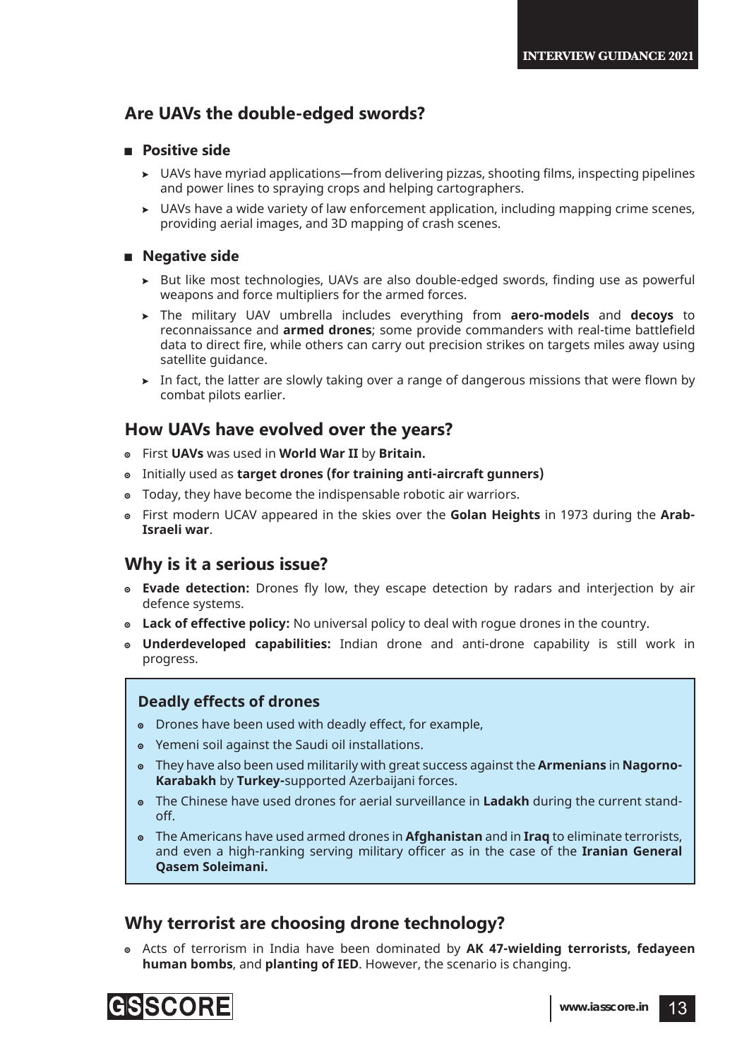## Are UAVs the double-edged swords?

- **Positive side**
  - UAVs have myriad applications—from delivering pizzas, shooting films, inspecting pipelines and power lines to spraying crops and helping cartographers.
  - UAVs have a wide variety of law enforcement application, including mapping crime scenes, providing aerial images, and 3D mapping of crash scenes.

- **Negative side**
  - But like most technologies, UAVs are also double-edged swords, finding use as powerful weapons and force multipliers for the armed forces.
  - The military UAV umbrella includes everything from **aero-models** and **decoys** to reconnaissance and **armed drones**; some provide commanders with real-time battlefield data to direct fire, while others can carry out precision strikes on targets miles away using satellite guidance.
  - In fact, the latter are slowly taking over a range of dangerous missions that were flown by combat pilots earlier.

## How UAVs have evolved over the years?

- First **UAVs** was used in **World War II** by **Britain.**
- Initially used as **target drones (for training anti-aircraft gunners)**
- Today, they have become the indispensable robotic air warriors.
- First modern UCAV appeared in the skies over the **Golan Heights** in 1973 during the **Arab-Israeli war**.

## Why is it a serious issue?

- **Evade detection:** Drones fly low, they escape detection by radars and interjection by air defence systems.
- **Lack of effective policy:** No universal policy to deal with rogue drones in the country.
- **Underdeveloped capabilities:** Indian drone and anti-drone capability is still work in progress.

### Deadly effects of drones

- Drones have been used with deadly effect, for example,
- Yemeni soil against the Saudi oil installations.
- They have also been used militarily with great success against the **Armenians** in **Nagorno-Karabakh** by **Turkey-**supported Azerbaijani forces.
- The Chinese have used drones for aerial surveillance in **Ladakh** during the current stand-off.
- The Americans have used armed drones in **Afghanistan** and in **Iraq** to eliminate terrorists, and even a high-ranking serving military officer as in the case of the **Iranian General Qasem Soleimani.**

## Why terrorist are choosing drone technology?

- Acts of terrorism in India have been dominated by **AK 47-wielding terrorists, fedayeen human bombs**, and **planting of IED**. However, the scenario is changing.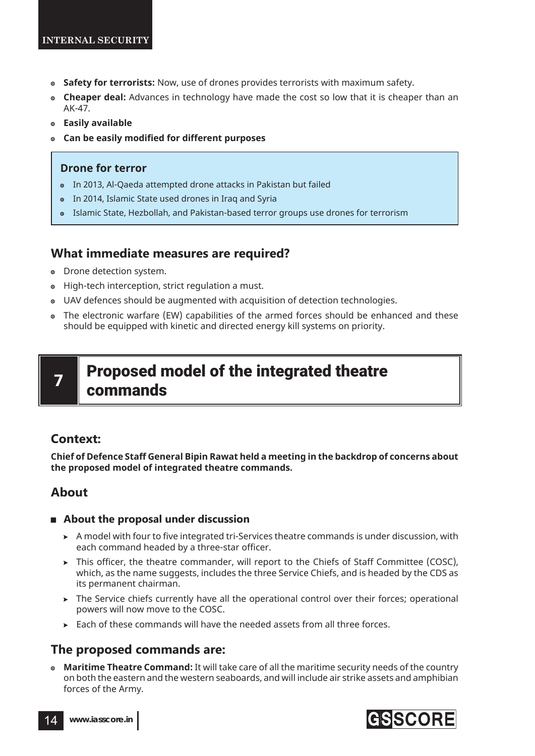- **Safety for terrorists:** Now, use of drones provides terrorists with maximum safety.
- **Cheaper deal:** Advances in technology have made the cost so low that it is cheaper than an AK-47.
- **Easily available**
- **Can be easily modified for different purposes**

> **Drone for terror**
>
> - In 2013, Al-Qaeda attempted drone attacks in Pakistan but failed
> - In 2014, Islamic State used drones in Iraq and Syria
> - Islamic State, Hezbollah, and Pakistan-based terror groups use drones for terrorism

### What immediate measures are required?

- Drone detection system.
- High-tech interception, strict regulation a must.
- UAV defences should be augmented with acquisition of detection technologies.
- The electronic warfare (EW) capabilities of the armed forces should be enhanced and these should be equipped with kinetic and directed energy kill systems on priority.

## 7 Proposed model of the integrated theatre commands

### Context:

**Chief of Defence Staff General Bipin Rawat held a meeting in the backdrop of concerns about the proposed model of integrated theatre commands.**

### About

- **About the proposal under discussion**
  - A model with four to five integrated tri-Services theatre commands is under discussion, with each command headed by a three-star officer.
  - This officer, the theatre commander, will report to the Chiefs of Staff Committee (COSC), which, as the name suggests, includes the three Service Chiefs, and is headed by the CDS as its permanent chairman.
  - The Service chiefs currently have all the operational control over their forces; operational powers will now move to the COSC.
  - Each of these commands will have the needed assets from all three forces.

### The proposed commands are:

- **Maritime Theatre Command:** It will take care of all the maritime security needs of the country on both the eastern and the western seaboards, and will include air strike assets and amphibian forces of the Army.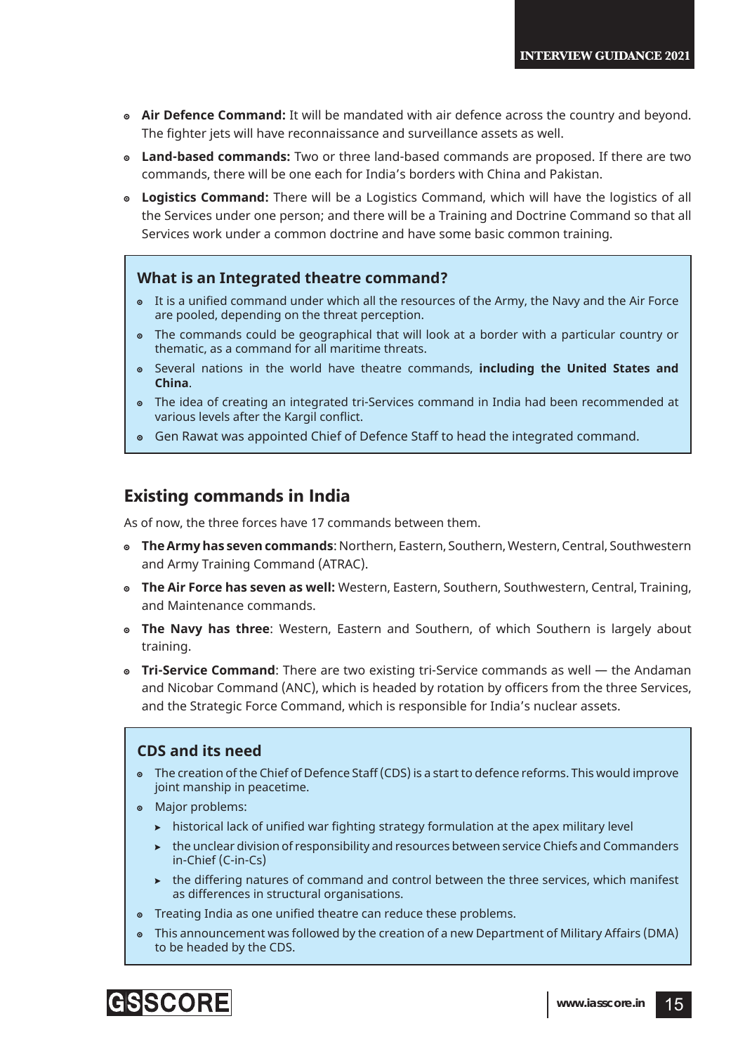- **Air Defence Command:** It will be mandated with air defence across the country and beyond. The fighter jets will have reconnaissance and surveillance assets as well.
- **Land-based commands:** Two or three land-based commands are proposed. If there are two commands, there will be one each for India's borders with China and Pakistan.
- **Logistics Command:** There will be a Logistics Command, which will have the logistics of all the Services under one person; and there will be a Training and Doctrine Command so that all Services work under a common doctrine and have some basic common training.

### What is an Integrated theatre command?

- It is a unified command under which all the resources of the Army, the Navy and the Air Force are pooled, depending on the threat perception.
- The commands could be geographical that will look at a border with a particular country or thematic, as a command for all maritime threats.
- Several nations in the world have theatre commands, **including the United States and China**.
- The idea of creating an integrated tri-Services command in India had been recommended at various levels after the Kargil conflict.
- Gen Rawat was appointed Chief of Defence Staff to head the integrated command.

## Existing commands in India

As of now, the three forces have 17 commands between them.

- **The Army has seven commands**: Northern, Eastern, Southern, Western, Central, Southwestern and Army Training Command (ATRAC).
- **The Air Force has seven as well:** Western, Eastern, Southern, Southwestern, Central, Training, and Maintenance commands.
- **The Navy has three**: Western, Eastern and Southern, of which Southern is largely about training.
- **Tri-Service Command**: There are two existing tri-Service commands as well — the Andaman and Nicobar Command (ANC), which is headed by rotation by officers from the three Services, and the Strategic Force Command, which is responsible for India's nuclear assets.

### CDS and its need

- The creation of the Chief of Defence Staff (CDS) is a start to defence reforms. This would improve joint manship in peacetime.
- Major problems:
  - historical lack of unified war fighting strategy formulation at the apex military level
  - the unclear division of responsibility and resources between service Chiefs and Commanders in-Chief (C-in-Cs)
  - the differing natures of command and control between the three services, which manifest as differences in structural organisations.
- Treating India as one unified theatre can reduce these problems.
- This announcement was followed by the creation of a new Department of Military Affairs (DMA) to be headed by the CDS.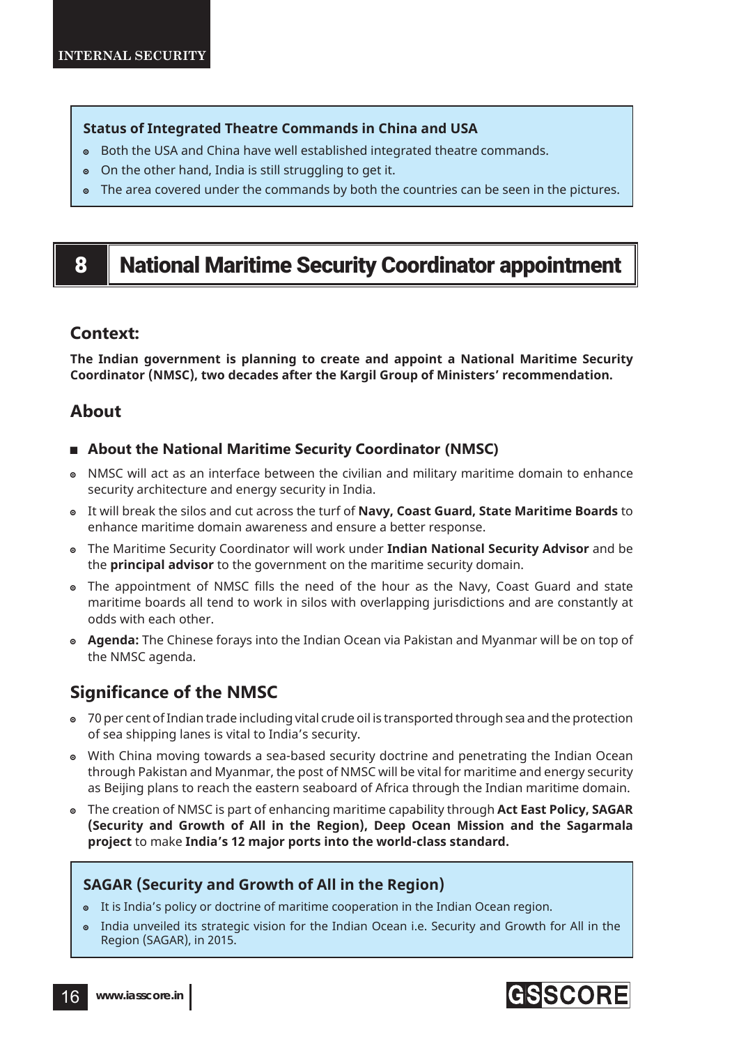**Status of Integrated Theatre Commands in China and USA**

- Both the USA and China have well established integrated theatre commands.
- On the other hand, India is still struggling to get it.
- The area covered under the commands by both the countries can be seen in the pictures.

# 8 National Maritime Security Coordinator appointment

## Context:

**The Indian government is planning to create and appoint a National Maritime Security Coordinator (NMSC), two decades after the Kargil Group of Ministers' recommendation.**

## About

### About the National Maritime Security Coordinator (NMSC)

- NMSC will act as an interface between the civilian and military maritime domain to enhance security architecture and energy security in India.
- It will break the silos and cut across the turf of **Navy, Coast Guard, State Maritime Boards** to enhance maritime domain awareness and ensure a better response.
- The Maritime Security Coordinator will work under **Indian National Security Advisor** and be the **principal advisor** to the government on the maritime security domain.
- The appointment of NMSC fills the need of the hour as the Navy, Coast Guard and state maritime boards all tend to work in silos with overlapping jurisdictions and are constantly at odds with each other.
- **Agenda:** The Chinese forays into the Indian Ocean via Pakistan and Myanmar will be on top of the NMSC agenda.

## Significance of the NMSC

- 70 per cent of Indian trade including vital crude oil is transported through sea and the protection of sea shipping lanes is vital to India's security.
- With China moving towards a sea-based security doctrine and penetrating the Indian Ocean through Pakistan and Myanmar, the post of NMSC will be vital for maritime and energy security as Beijing plans to reach the eastern seaboard of Africa through the Indian maritime domain.
- The creation of NMSC is part of enhancing maritime capability through **Act East Policy, SAGAR (Security and Growth of All in the Region), Deep Ocean Mission and the Sagarmala project** to make **India's 12 major ports into the world-class standard.**

**SAGAR (Security and Growth of All in the Region)**

- It is India's policy or doctrine of maritime cooperation in the Indian Ocean region.
- India unveiled its strategic vision for the Indian Ocean i.e. Security and Growth for All in the Region (SAGAR), in 2015.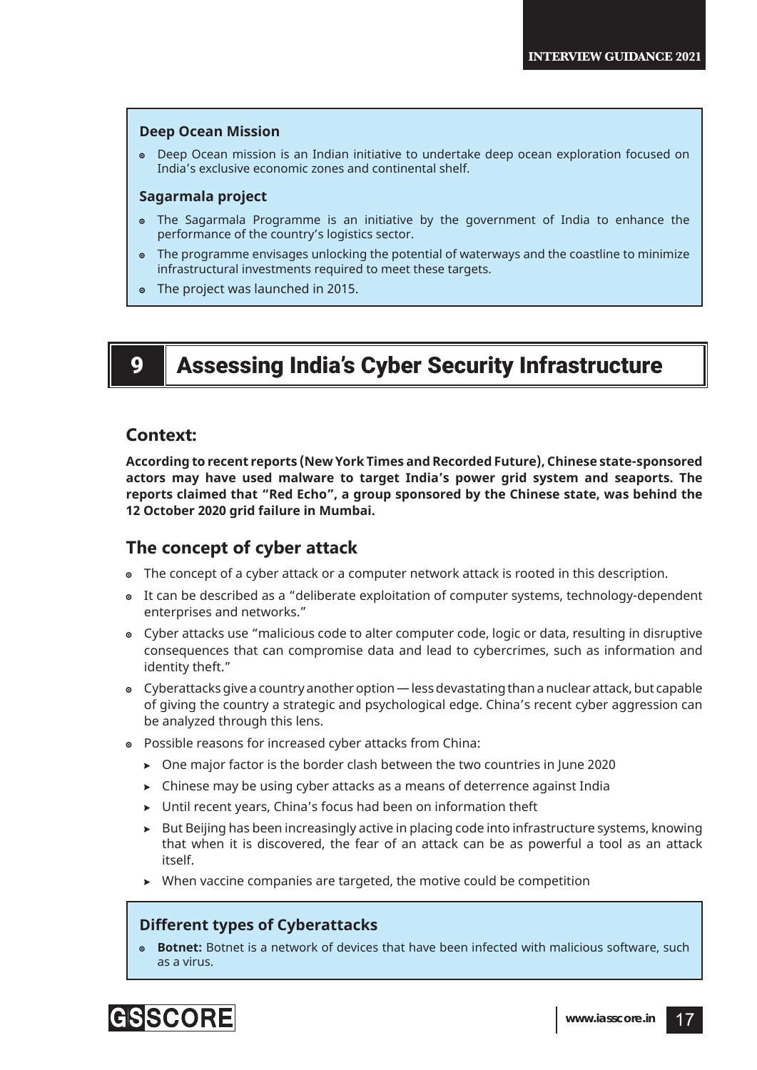### Deep Ocean Mission

- Deep Ocean mission is an Indian initiative to undertake deep ocean exploration focused on India's exclusive economic zones and continental shelf.

### Sagarmala project

- The Sagarmala Programme is an initiative by the government of India to enhance the performance of the country's logistics sector.
- The programme envisages unlocking the potential of waterways and the coastline to minimize infrastructural investments required to meet these targets.
- The project was launched in 2015.

# 9 Assessing India's Cyber Security Infrastructure

## Context:

**According to recent reports (New York Times and Recorded Future), Chinese state-sponsored actors may have used malware to target India's power grid system and seaports. The reports claimed that "Red Echo", a group sponsored by the Chinese state, was behind the 12 October 2020 grid failure in Mumbai.**

## The concept of cyber attack

- The concept of a cyber attack or a computer network attack is rooted in this description.
- It can be described as a "deliberate exploitation of computer systems, technology-dependent enterprises and networks."
- Cyber attacks use "malicious code to alter computer code, logic or data, resulting in disruptive consequences that can compromise data and lead to cybercrimes, such as information and identity theft."
- Cyberattacks give a country another option — less devastating than a nuclear attack, but capable of giving the country a strategic and psychological edge. China's recent cyber aggression can be analyzed through this lens.
- Possible reasons for increased cyber attacks from China:
  - One major factor is the border clash between the two countries in June 2020
  - Chinese may be using cyber attacks as a means of deterrence against India
  - Until recent years, China's focus had been on information theft
  - But Beijing has been increasingly active in placing code into infrastructure systems, knowing that when it is discovered, the fear of an attack can be as powerful a tool as an attack itself.
  - When vaccine companies are targeted, the motive could be competition

### Different types of Cyberattacks

- **Botnet:** Botnet is a network of devices that have been infected with malicious software, such as a virus.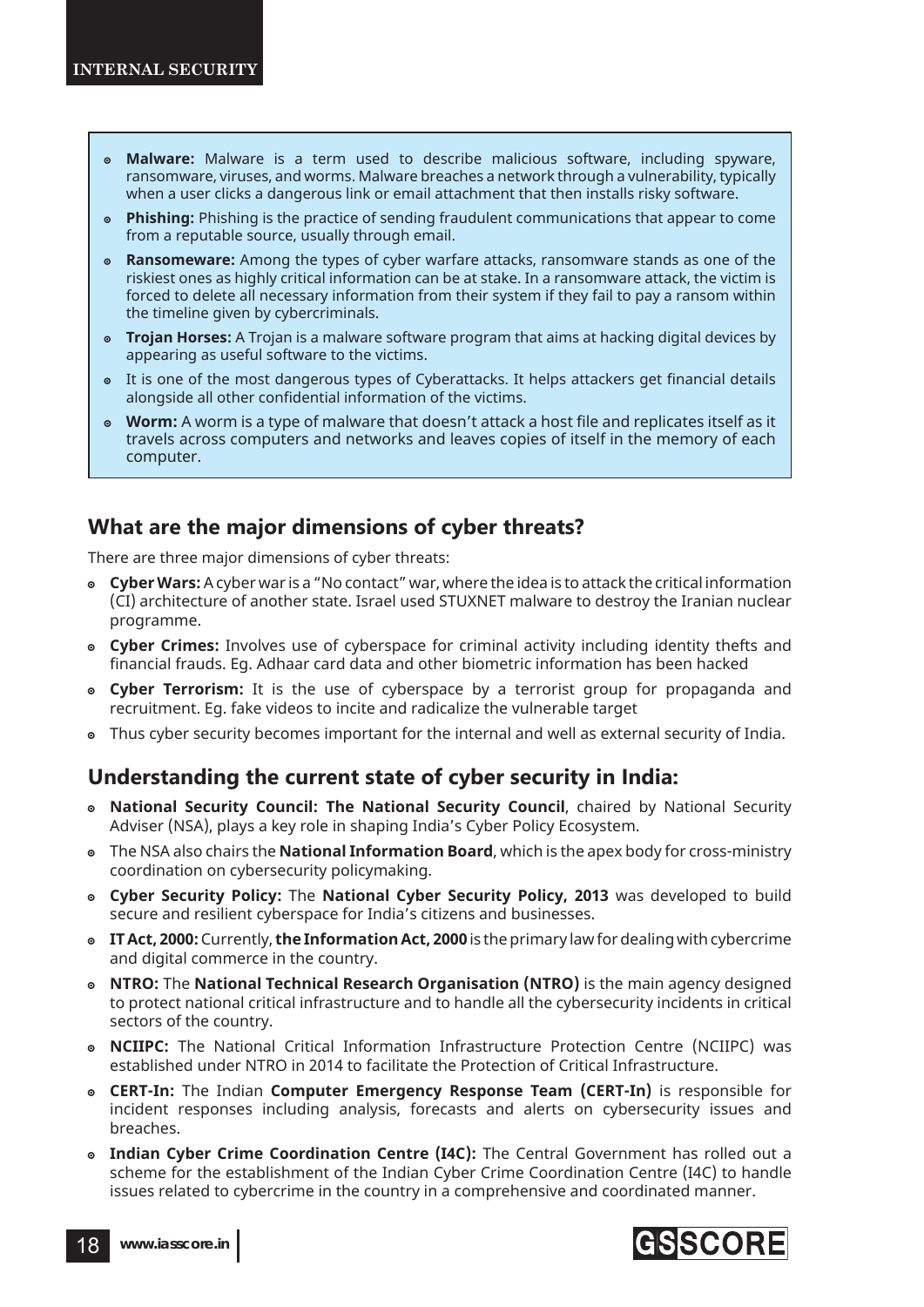- **Malware:** Malware is a term used to describe malicious software, including spyware, ransomware, viruses, and worms. Malware breaches a network through a vulnerability, typically when a user clicks a dangerous link or email attachment that then installs risky software.
- **Phishing:** Phishing is the practice of sending fraudulent communications that appear to come from a reputable source, usually through email.
- **Ransomeware:** Among the types of cyber warfare attacks, ransomware stands as one of the riskiest ones as highly critical information can be at stake. In a ransomware attack, the victim is forced to delete all necessary information from their system if they fail to pay a ransom within the timeline given by cybercriminals.
- **Trojan Horses:** A Trojan is a malware software program that aims at hacking digital devices by appearing as useful software to the victims.
- It is one of the most dangerous types of Cyberattacks. It helps attackers get financial details alongside all other confidential information of the victims.
- **Worm:** A worm is a type of malware that doesn't attack a host file and replicates itself as it travels across computers and networks and leaves copies of itself in the memory of each computer.

## What are the major dimensions of cyber threats?

There are three major dimensions of cyber threats:

- **Cyber Wars:** A cyber war is a "No contact" war, where the idea is to attack the critical information (CI) architecture of another state. Israel used STUXNET malware to destroy the Iranian nuclear programme.
- **Cyber Crimes:** Involves use of cyberspace for criminal activity including identity thefts and financial frauds. Eg. Adhaar card data and other biometric information has been hacked
- **Cyber Terrorism:** It is the use of cyberspace by a terrorist group for propaganda and recruitment. Eg. fake videos to incite and radicalize the vulnerable target
- Thus cyber security becomes important for the internal and well as external security of India.

## Understanding the current state of cyber security in India:

- **National Security Council: The National Security Council**, chaired by National Security Adviser (NSA), plays a key role in shaping India's Cyber Policy Ecosystem.
- The NSA also chairs the **National Information Board**, which is the apex body for cross-ministry coordination on cybersecurity policymaking.
- **Cyber Security Policy:** The **National Cyber Security Policy, 2013** was developed to build secure and resilient cyberspace for India's citizens and businesses.
- **IT Act, 2000:** Currently, **the Information Act, 2000** is the primary law for dealing with cybercrime and digital commerce in the country.
- **NTRO:** The **National Technical Research Organisation (NTRO)** is the main agency designed to protect national critical infrastructure and to handle all the cybersecurity incidents in critical sectors of the country.
- **NCIIPC:** The National Critical Information Infrastructure Protection Centre (NCIIPC) was established under NTRO in 2014 to facilitate the Protection of Critical Infrastructure.
- **CERT-In:** The Indian **Computer Emergency Response Team (CERT-In)** is responsible for incident responses including analysis, forecasts and alerts on cybersecurity issues and breaches.
- **Indian Cyber Crime Coordination Centre (I4C):** The Central Government has rolled out a scheme for the establishment of the Indian Cyber Crime Coordination Centre (I4C) to handle issues related to cybercrime in the country in a comprehensive and coordinated manner.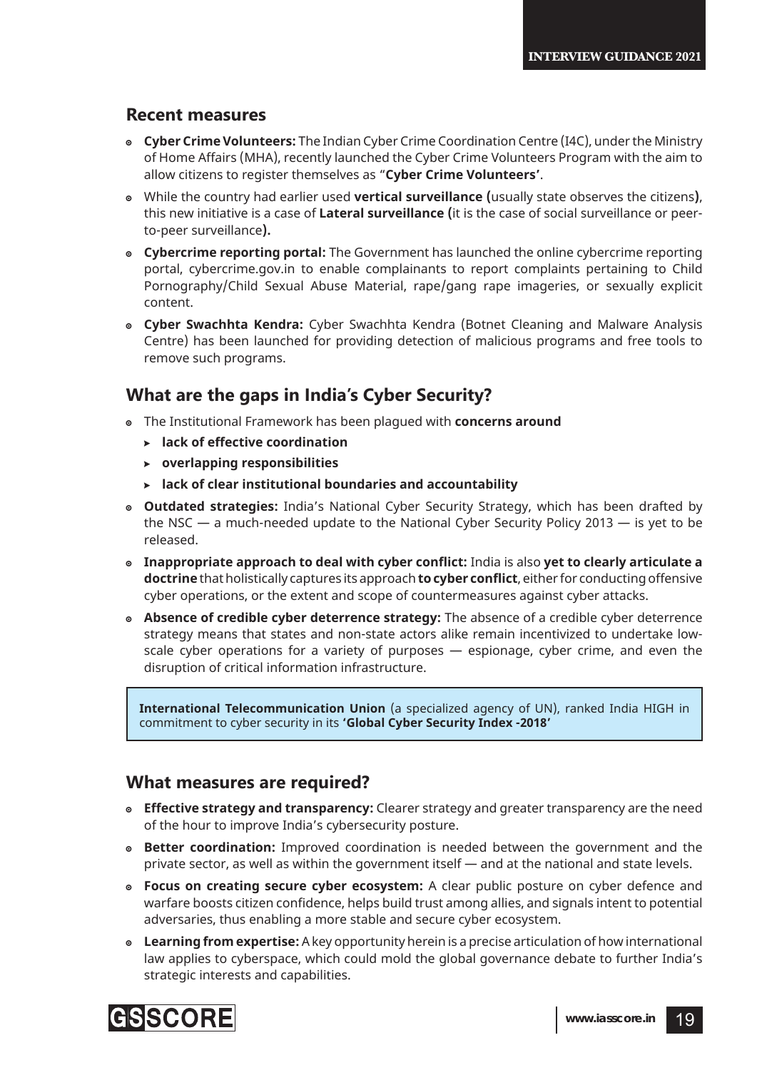## Recent measures

- **Cyber Crime Volunteers:** The Indian Cyber Crime Coordination Centre (I4C), under the Ministry of Home Affairs (MHA), recently launched the Cyber Crime Volunteers Program with the aim to allow citizens to register themselves as "**Cyber Crime Volunteers'**.
- While the country had earlier used **vertical surveillance (**usually state observes the citizens**)**, this new initiative is a case of **Lateral surveillance (**it is the case of social surveillance or peer-to-peer surveillance**).**
- **Cybercrime reporting portal:** The Government has launched the online cybercrime reporting portal, cybercrime.gov.in to enable complainants to report complaints pertaining to Child Pornography/Child Sexual Abuse Material, rape/gang rape imageries, or sexually explicit content.
- **Cyber Swachhta Kendra:** Cyber Swachhta Kendra (Botnet Cleaning and Malware Analysis Centre) has been launched for providing detection of malicious programs and free tools to remove such programs.

## What are the gaps in India's Cyber Security?

- The Institutional Framework has been plagued with **concerns around**
  - **lack of effective coordination**
  - **overlapping responsibilities**
  - **lack of clear institutional boundaries and accountability**
- **Outdated strategies:** India's National Cyber Security Strategy, which has been drafted by the NSC — a much-needed update to the National Cyber Security Policy 2013 — is yet to be released.
- **Inappropriate approach to deal with cyber conflict:** India is also **yet to clearly articulate a doctrine** that holistically captures its approach **to cyber conflict**, either for conducting offensive cyber operations, or the extent and scope of countermeasures against cyber attacks.
- **Absence of credible cyber deterrence strategy:** The absence of a credible cyber deterrence strategy means that states and non-state actors alike remain incentivized to undertake low-scale cyber operations for a variety of purposes — espionage, cyber crime, and even the disruption of critical information infrastructure.

> **International Telecommunication Union** (a specialized agency of UN), ranked India HIGH in commitment to cyber security in its **'Global Cyber Security Index -2018'**

## What measures are required?

- **Effective strategy and transparency:** Clearer strategy and greater transparency are the need of the hour to improve India's cybersecurity posture.
- **Better coordination:** Improved coordination is needed between the government and the private sector, as well as within the government itself — and at the national and state levels.
- **Focus on creating secure cyber ecosystem:** A clear public posture on cyber defence and warfare boosts citizen confidence, helps build trust among allies, and signals intent to potential adversaries, thus enabling a more stable and secure cyber ecosystem.
- **Learning from expertise:** A key opportunity herein is a precise articulation of how international law applies to cyberspace, which could mold the global governance debate to further India's strategic interests and capabilities.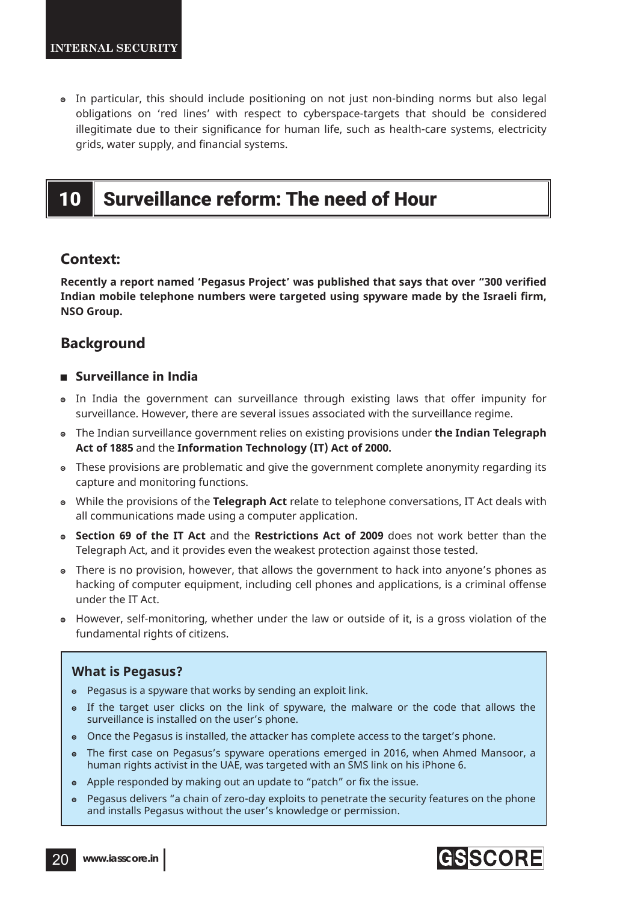- In particular, this should include positioning on not just non-binding norms but also legal obligations on 'red lines' with respect to cyberspace-targets that should be considered illegitimate due to their significance for human life, such as health-care systems, electricity grids, water supply, and financial systems.

# 10 Surveillance reform: The need of Hour

## Context:

**Recently a report named 'Pegasus Project' was published that says that over "300 verified Indian mobile telephone numbers were targeted using spyware made by the Israeli firm, NSO Group.**

## Background

### Surveillance in India

- In India the government can surveillance through existing laws that offer impunity for surveillance. However, there are several issues associated with the surveillance regime.
- The Indian surveillance government relies on existing provisions under **the Indian Telegraph Act of 1885** and the **Information Technology (IT) Act of 2000.**
- These provisions are problematic and give the government complete anonymity regarding its capture and monitoring functions.
- While the provisions of the **Telegraph Act** relate to telephone conversations, IT Act deals with all communications made using a computer application.
- **Section 69 of the IT Act** and the **Restrictions Act of 2009** does not work better than the Telegraph Act, and it provides even the weakest protection against those tested.
- There is no provision, however, that allows the government to hack into anyone's phones as hacking of computer equipment, including cell phones and applications, is a criminal offense under the IT Act.
- However, self-monitoring, whether under the law or outside of it, is a gross violation of the fundamental rights of citizens.

### What is Pegasus?

- Pegasus is a spyware that works by sending an exploit link.
- If the target user clicks on the link of spyware, the malware or the code that allows the surveillance is installed on the user's phone.
- Once the Pegasus is installed, the attacker has complete access to the target's phone.
- The first case on Pegasus's spyware operations emerged in 2016, when Ahmed Mansoor, a human rights activist in the UAE, was targeted with an SMS link on his iPhone 6.
- Apple responded by making out an update to "patch" or fix the issue.
- Pegasus delivers "a chain of zero-day exploits to penetrate the security features on the phone and installs Pegasus without the user's knowledge or permission.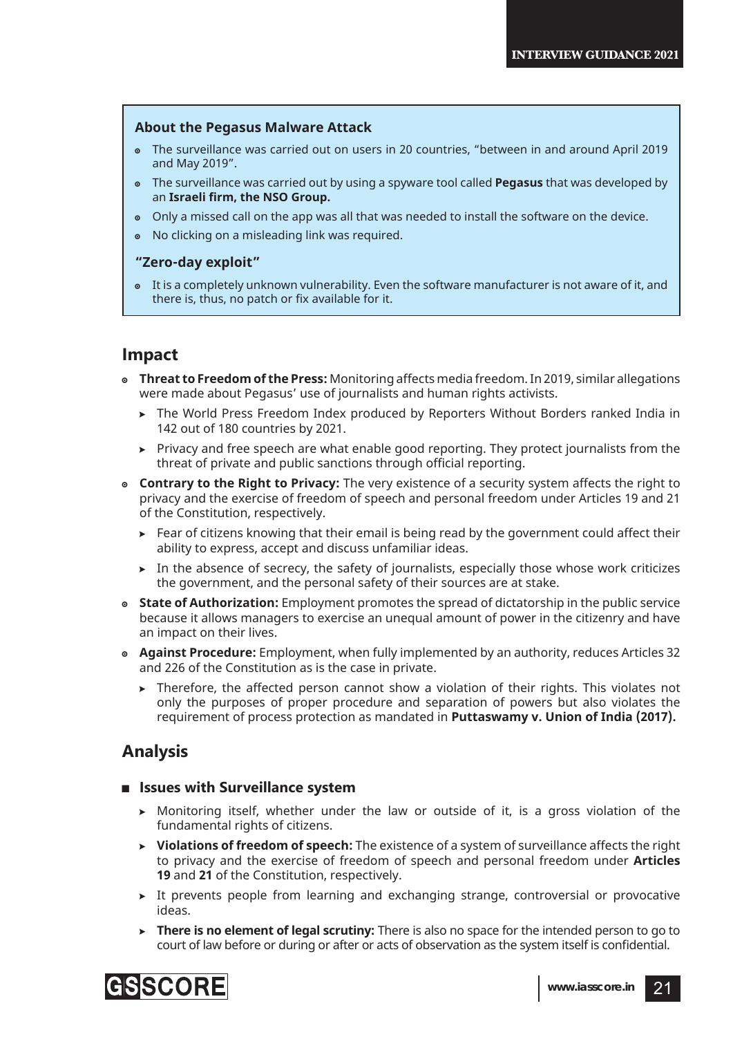### About the Pegasus Malware Attack

- The surveillance was carried out on users in 20 countries, "between in and around April 2019 and May 2019".
- The surveillance was carried out by using a spyware tool called **Pegasus** that was developed by an **Israeli firm, the NSO Group.**
- Only a missed call on the app was all that was needed to install the software on the device.
- No clicking on a misleading link was required.

### "Zero-day exploit"

- It is a completely unknown vulnerability. Even the software manufacturer is not aware of it, and there is, thus, no patch or fix available for it.

## Impact

- **Threat to Freedom of the Press:** Monitoring affects media freedom. In 2019, similar allegations were made about Pegasus' use of journalists and human rights activists.
  - The World Press Freedom Index produced by Reporters Without Borders ranked India in 142 out of 180 countries by 2021.
  - Privacy and free speech are what enable good reporting. They protect journalists from the threat of private and public sanctions through official reporting.
- **Contrary to the Right to Privacy:** The very existence of a security system affects the right to privacy and the exercise of freedom of speech and personal freedom under Articles 19 and 21 of the Constitution, respectively.
  - Fear of citizens knowing that their email is being read by the government could affect their ability to express, accept and discuss unfamiliar ideas.
  - In the absence of secrecy, the safety of journalists, especially those whose work criticizes the government, and the personal safety of their sources are at stake.
- **State of Authorization:** Employment promotes the spread of dictatorship in the public service because it allows managers to exercise an unequal amount of power in the citizenry and have an impact on their lives.
- **Against Procedure:** Employment, when fully implemented by an authority, reduces Articles 32 and 226 of the Constitution as is the case in private.
  - Therefore, the affected person cannot show a violation of their rights. This violates not only the purposes of proper procedure and separation of powers but also violates the requirement of process protection as mandated in **Puttaswamy v. Union of India (2017).**

## Analysis

- **Issues with Surveillance system**
  - Monitoring itself, whether under the law or outside of it, is a gross violation of the fundamental rights of citizens.
  - **Violations of freedom of speech:** The existence of a system of surveillance affects the right to privacy and the exercise of freedom of speech and personal freedom under **Articles 19** and **21** of the Constitution, respectively.
  - It prevents people from learning and exchanging strange, controversial or provocative ideas.
  - **There is no element of legal scrutiny:** There is also no space for the intended person to go to court of law before or during or after or acts of observation as the system itself is confidential.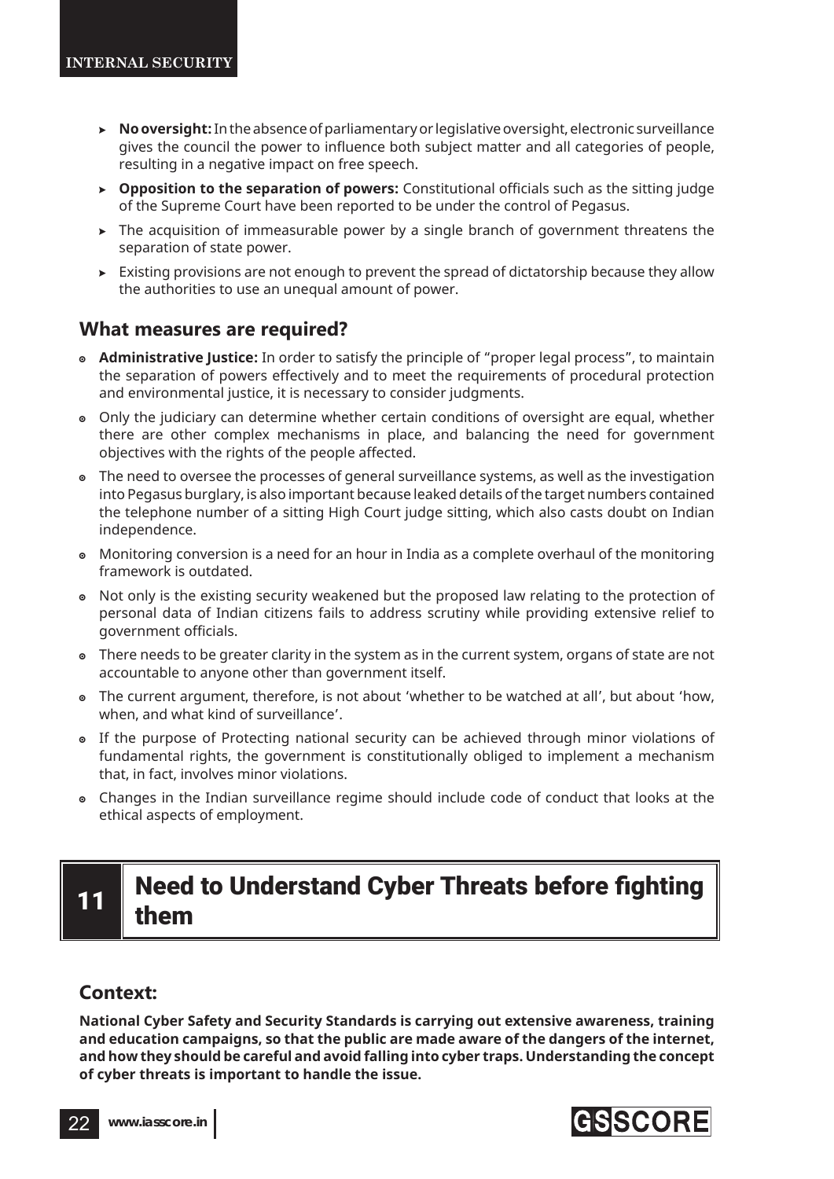- **No oversight:** In the absence of parliamentary or legislative oversight, electronic surveillance gives the council the power to influence both subject matter and all categories of people, resulting in a negative impact on free speech.
- **Opposition to the separation of powers:** Constitutional officials such as the sitting judge of the Supreme Court have been reported to be under the control of Pegasus.
- The acquisition of immeasurable power by a single branch of government threatens the separation of state power.
- Existing provisions are not enough to prevent the spread of dictatorship because they allow the authorities to use an unequal amount of power.

## What measures are required?

- **Administrative Justice:** In order to satisfy the principle of "proper legal process", to maintain the separation of powers effectively and to meet the requirements of procedural protection and environmental justice, it is necessary to consider judgments.
- Only the judiciary can determine whether certain conditions of oversight are equal, whether there are other complex mechanisms in place, and balancing the need for government objectives with the rights of the people affected.
- The need to oversee the processes of general surveillance systems, as well as the investigation into Pegasus burglary, is also important because leaked details of the target numbers contained the telephone number of a sitting High Court judge sitting, which also casts doubt on Indian independence.
- Monitoring conversion is a need for an hour in India as a complete overhaul of the monitoring framework is outdated.
- Not only is the existing security weakened but the proposed law relating to the protection of personal data of Indian citizens fails to address scrutiny while providing extensive relief to government officials.
- There needs to be greater clarity in the system as in the current system, organs of state are not accountable to anyone other than government itself.
- The current argument, therefore, is not about 'whether to be watched at all', but about 'how, when, and what kind of surveillance'.
- If the purpose of Protecting national security can be achieved through minor violations of fundamental rights, the government is constitutionally obliged to implement a mechanism that, in fact, involves minor violations.
- Changes in the Indian surveillance regime should include code of conduct that looks at the ethical aspects of employment.

# 11 Need to Understand Cyber Threats before fighting them

## Context:

**National Cyber Safety and Security Standards is carrying out extensive awareness, training and education campaigns, so that the public are made aware of the dangers of the internet, and how they should be careful and avoid falling into cyber traps. Understanding the concept of cyber threats is important to handle the issue.**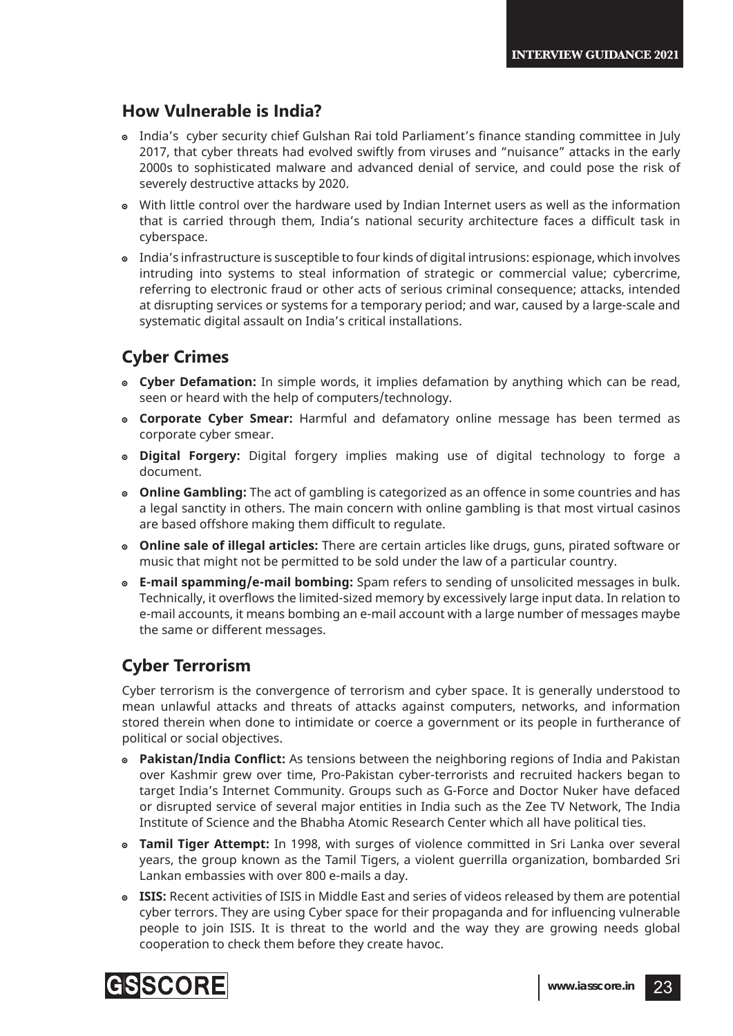## How Vulnerable is India?

- India's cyber security chief Gulshan Rai told Parliament's finance standing committee in July 2017, that cyber threats had evolved swiftly from viruses and "nuisance" attacks in the early 2000s to sophisticated malware and advanced denial of service, and could pose the risk of severely destructive attacks by 2020.
- With little control over the hardware used by Indian Internet users as well as the information that is carried through them, India's national security architecture faces a difficult task in cyberspace.
- India's infrastructure is susceptible to four kinds of digital intrusions: espionage, which involves intruding into systems to steal information of strategic or commercial value; cybercrime, referring to electronic fraud or other acts of serious criminal consequence; attacks, intended at disrupting services or systems for a temporary period; and war, caused by a large-scale and systematic digital assault on India's critical installations.

## Cyber Crimes

- **Cyber Defamation:** In simple words, it implies defamation by anything which can be read, seen or heard with the help of computers/technology.
- **Corporate Cyber Smear:** Harmful and defamatory online message has been termed as corporate cyber smear.
- **Digital Forgery:** Digital forgery implies making use of digital technology to forge a document.
- **Online Gambling:** The act of gambling is categorized as an offence in some countries and has a legal sanctity in others. The main concern with online gambling is that most virtual casinos are based offshore making them difficult to regulate.
- **Online sale of illegal articles:** There are certain articles like drugs, guns, pirated software or music that might not be permitted to be sold under the law of a particular country.
- **E-mail spamming/e-mail bombing:** Spam refers to sending of unsolicited messages in bulk. Technically, it overflows the limited-sized memory by excessively large input data. In relation to e-mail accounts, it means bombing an e-mail account with a large number of messages maybe the same or different messages.

## Cyber Terrorism

Cyber terrorism is the convergence of terrorism and cyber space. It is generally understood to mean unlawful attacks and threats of attacks against computers, networks, and information stored therein when done to intimidate or coerce a government or its people in furtherance of political or social objectives.

- **Pakistan/India Conflict:** As tensions between the neighboring regions of India and Pakistan over Kashmir grew over time, Pro-Pakistan cyber-terrorists and recruited hackers began to target India's Internet Community. Groups such as G-Force and Doctor Nuker have defaced or disrupted service of several major entities in India such as the Zee TV Network, The India Institute of Science and the Bhabha Atomic Research Center which all have political ties.
- **Tamil Tiger Attempt:** In 1998, with surges of violence committed in Sri Lanka over several years, the group known as the Tamil Tigers, a violent guerrilla organization, bombarded Sri Lankan embassies with over 800 e-mails a day.
- **ISIS:** Recent activities of ISIS in Middle East and series of videos released by them are potential cyber terrors. They are using Cyber space for their propaganda and for influencing vulnerable people to join ISIS. It is threat to the world and the way they are growing needs global cooperation to check them before they create havoc.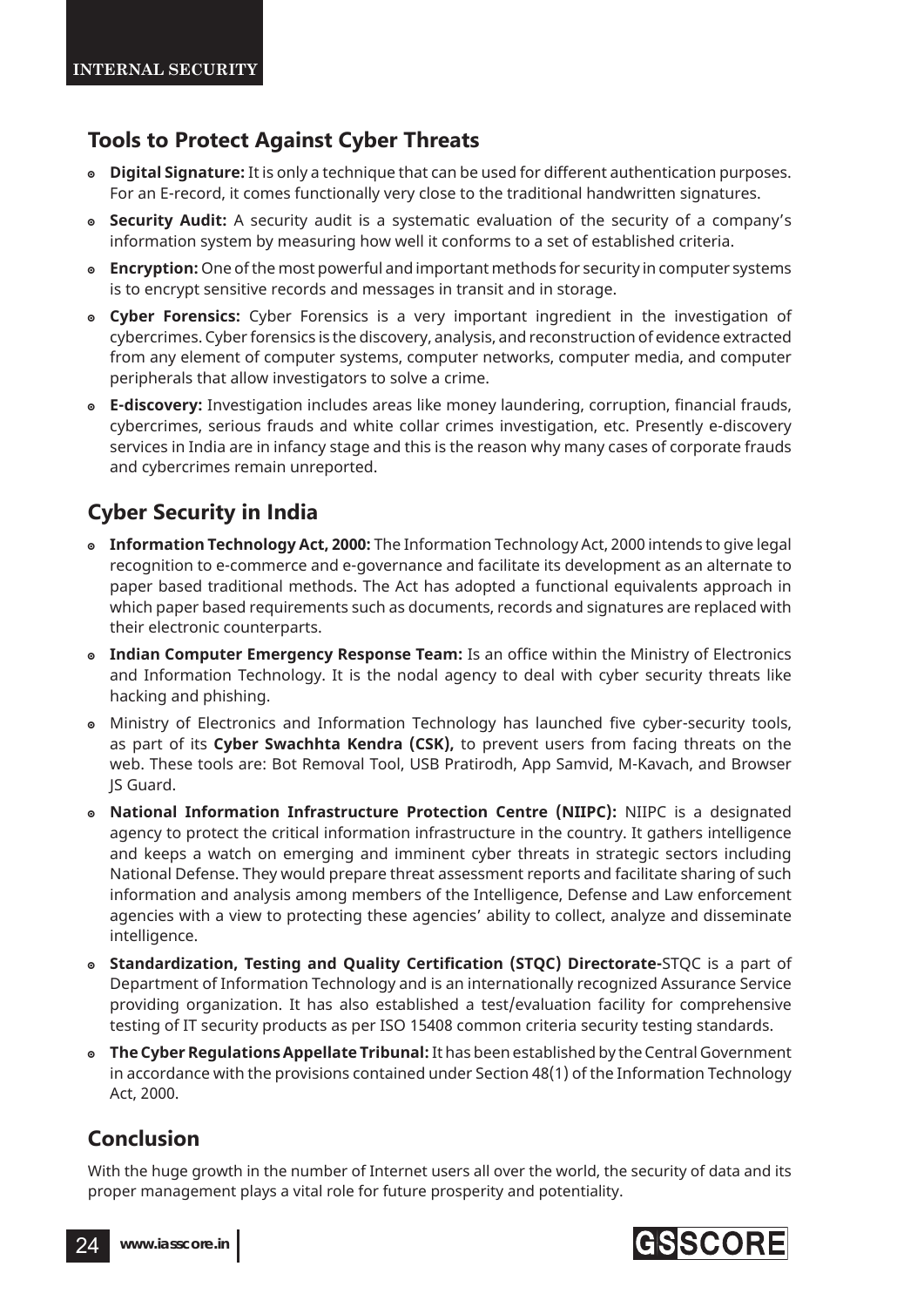## Tools to Protect Against Cyber Threats

- **Digital Signature:** It is only a technique that can be used for different authentication purposes. For an E-record, it comes functionally very close to the traditional handwritten signatures.
- **Security Audit:** A security audit is a systematic evaluation of the security of a company's information system by measuring how well it conforms to a set of established criteria.
- **Encryption:** One of the most powerful and important methods for security in computer systems is to encrypt sensitive records and messages in transit and in storage.
- **Cyber Forensics:** Cyber Forensics is a very important ingredient in the investigation of cybercrimes. Cyber forensics is the discovery, analysis, and reconstruction of evidence extracted from any element of computer systems, computer networks, computer media, and computer peripherals that allow investigators to solve a crime.
- **E-discovery:** Investigation includes areas like money laundering, corruption, financial frauds, cybercrimes, serious frauds and white collar crimes investigation, etc. Presently e-discovery services in India are in infancy stage and this is the reason why many cases of corporate frauds and cybercrimes remain unreported.

## Cyber Security in India

- **Information Technology Act, 2000:** The Information Technology Act, 2000 intends to give legal recognition to e-commerce and e-governance and facilitate its development as an alternate to paper based traditional methods. The Act has adopted a functional equivalents approach in which paper based requirements such as documents, records and signatures are replaced with their electronic counterparts.
- **Indian Computer Emergency Response Team:** Is an office within the Ministry of Electronics and Information Technology. It is the nodal agency to deal with cyber security threats like hacking and phishing.
- Ministry of Electronics and Information Technology has launched five cyber-security tools, as part of its **Cyber Swachhta Kendra (CSK),** to prevent users from facing threats on the web. These tools are: Bot Removal Tool, USB Pratirodh, App Samvid, M-Kavach, and Browser JS Guard.
- **National Information Infrastructure Protection Centre (NIIPC):** NIIPC is a designated agency to protect the critical information infrastructure in the country. It gathers intelligence and keeps a watch on emerging and imminent cyber threats in strategic sectors including National Defense. They would prepare threat assessment reports and facilitate sharing of such information and analysis among members of the Intelligence, Defense and Law enforcement agencies with a view to protecting these agencies' ability to collect, analyze and disseminate intelligence.
- **Standardization, Testing and Quality Certification (STQC) Directorate-**STQC is a part of Department of Information Technology and is an internationally recognized Assurance Service providing organization. It has also established a test/evaluation facility for comprehensive testing of IT security products as per ISO 15408 common criteria security testing standards.
- **The Cyber Regulations Appellate Tribunal:** It has been established by the Central Government in accordance with the provisions contained under Section 48(1) of the Information Technology Act, 2000.

## Conclusion

With the huge growth in the number of Internet users all over the world, the security of data and its proper management plays a vital role for future prosperity and potentiality.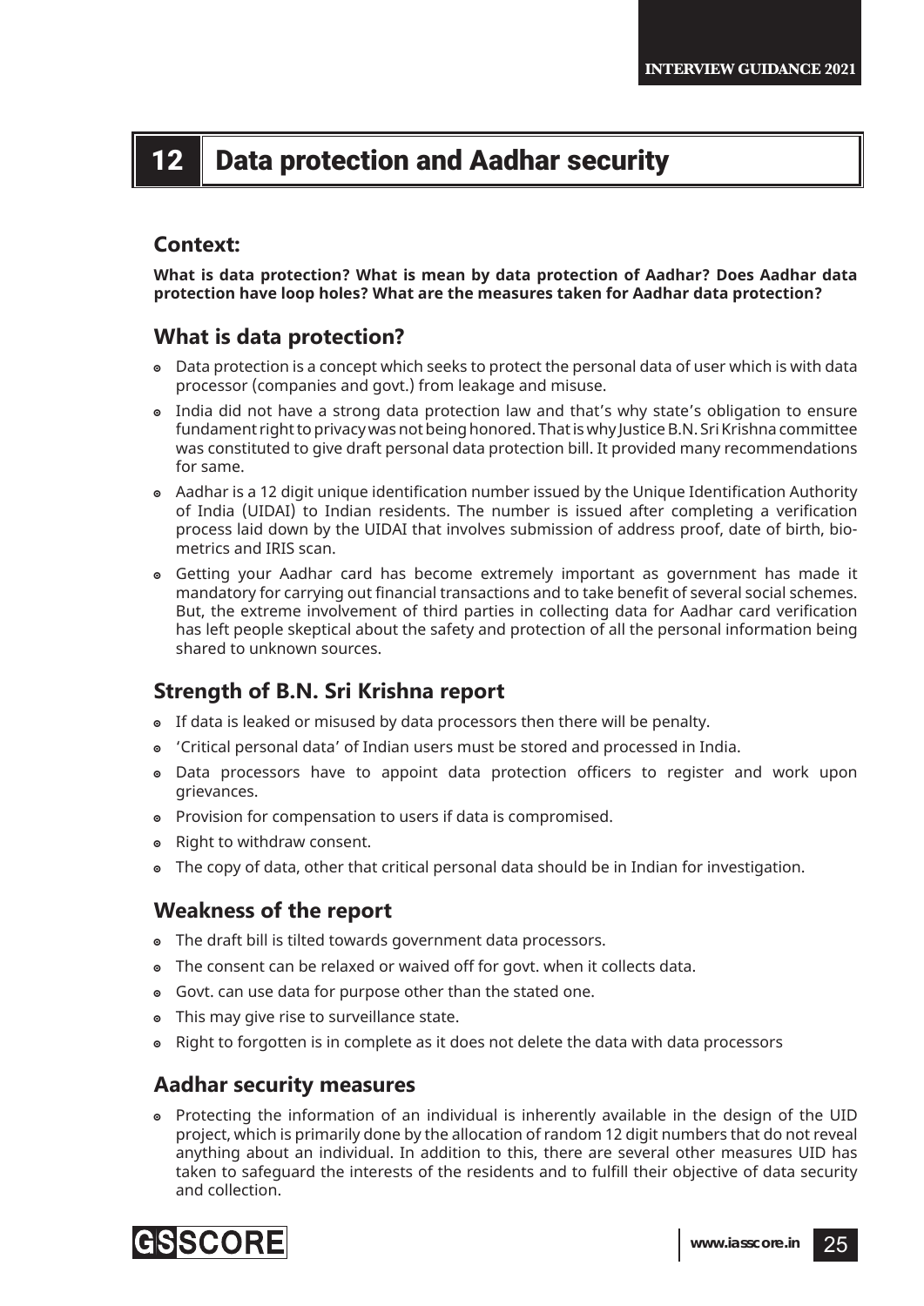## 12 Data protection and Aadhar security

### Context:

**What is data protection? What is mean by data protection of Aadhar? Does Aadhar data protection have loop holes? What are the measures taken for Aadhar data protection?**

### What is data protection?

- Data protection is a concept which seeks to protect the personal data of user which is with data processor (companies and govt.) from leakage and misuse.
- India did not have a strong data protection law and that's why state's obligation to ensure fundament right to privacy was not being honored. That is why Justice B.N. Sri Krishna committee was constituted to give draft personal data protection bill. It provided many recommendations for same.
- Aadhar is a 12 digit unique identification number issued by the Unique Identification Authority of India (UIDAI) to Indian residents. The number is issued after completing a verification process laid down by the UIDAI that involves submission of address proof, date of birth, bio-metrics and IRIS scan.
- Getting your Aadhar card has become extremely important as government has made it mandatory for carrying out financial transactions and to take benefit of several social schemes. But, the extreme involvement of third parties in collecting data for Aadhar card verification has left people skeptical about the safety and protection of all the personal information being shared to unknown sources.

### Strength of B.N. Sri Krishna report

- If data is leaked or misused by data processors then there will be penalty.
- 'Critical personal data' of Indian users must be stored and processed in India.
- Data processors have to appoint data protection officers to register and work upon grievances.
- Provision for compensation to users if data is compromised.
- Right to withdraw consent.
- The copy of data, other that critical personal data should be in Indian for investigation.

### Weakness of the report

- The draft bill is tilted towards government data processors.
- The consent can be relaxed or waived off for govt. when it collects data.
- Govt. can use data for purpose other than the stated one.
- This may give rise to surveillance state.
- Right to forgotten is in complete as it does not delete the data with data processors

### Aadhar security measures

- Protecting the information of an individual is inherently available in the design of the UID project, which is primarily done by the allocation of random 12 digit numbers that do not reveal anything about an individual. In addition to this, there are several other measures UID has taken to safeguard the interests of the residents and to fulfill their objective of data security and collection.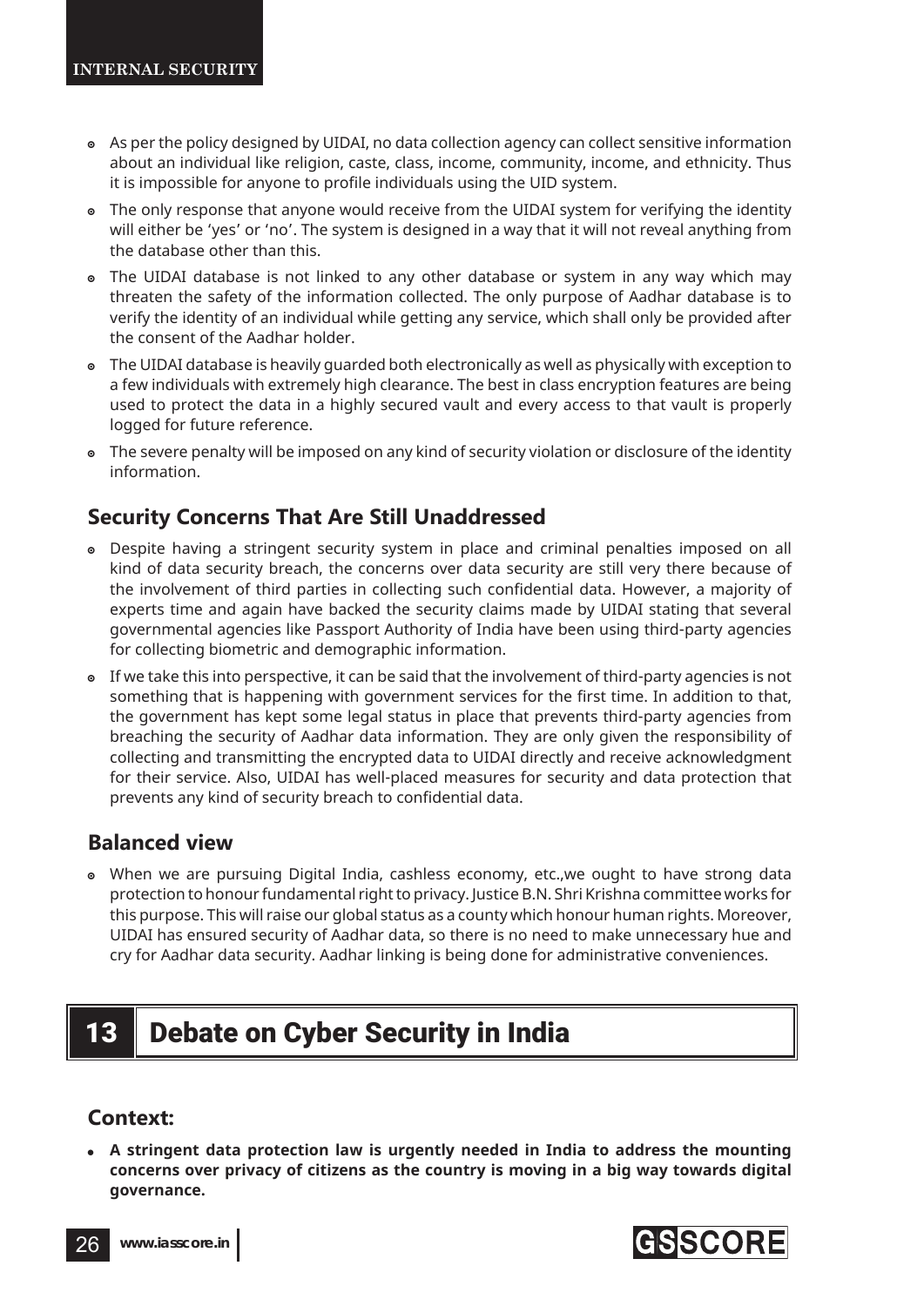- As per the policy designed by UIDAI, no data collection agency can collect sensitive information about an individual like religion, caste, class, income, community, income, and ethnicity. Thus it is impossible for anyone to profile individuals using the UID system.
- The only response that anyone would receive from the UIDAI system for verifying the identity will either be 'yes' or 'no'. The system is designed in a way that it will not reveal anything from the database other than this.
- The UIDAI database is not linked to any other database or system in any way which may threaten the safety of the information collected. The only purpose of Adhar database is to verify the identity of an individual while getting any service, which shall only be provided after the consent of the Aadhar holder.
- The UIDAI database is heavily guarded both electronically as well as physically with exception to a few individuals with extremely high clearance. The best in class encryption features are being used to protect the data in a highly secured vault and every access to that vault is properly logged for future reference.
- The severe penalty will be imposed on any kind of security violation or disclosure of the identity information.

### Security Concerns That Are Still Unaddressed

- Despite having a stringent security system in place and criminal penalties imposed on all kind of data security breach, the concerns over data security are still very there because of the involvement of third parties in collecting such confidential data. However, a majority of experts time and again have backed the security claims made by UIDAI stating that several governmental agencies like Passport Authority of India have been using third-party agencies for collecting biometric and demographic information.
- If we take this into perspective, it can be said that the involvement of third-party agencies is not something that is happening with government services for the first time. In addition to that, the government has kept some legal status in place that prevents third-party agencies from breaching the security of Aadhar data information. They are only given the responsibility of collecting and transmitting the encrypted data to UIDAI directly and receive acknowledgment for their service. Also, UIDAI has well-placed measures for security and data protection that prevents any kind of security breach to confidential data.

### Balanced view

- When we are pursuing Digital India, cashless economy, etc.,we ought to have strong data protection to honour fundamental right to privacy. Justice B.N. Shri Krishna committee works for this purpose. This will raise our global status as a county which honour human rights. Moreover, UIDAI has ensured security of Aadhar data, so there is no need to make unnecessary hue and cry for Aadhar data security. Aadhar linking is being done for administrative conveniences.

## 13 Debate on Cyber Security in India

### Context:

- **A stringent data protection law is urgently needed in India to address the mounting concerns over privacy of citizens as the country is moving in a big way towards digital governance.**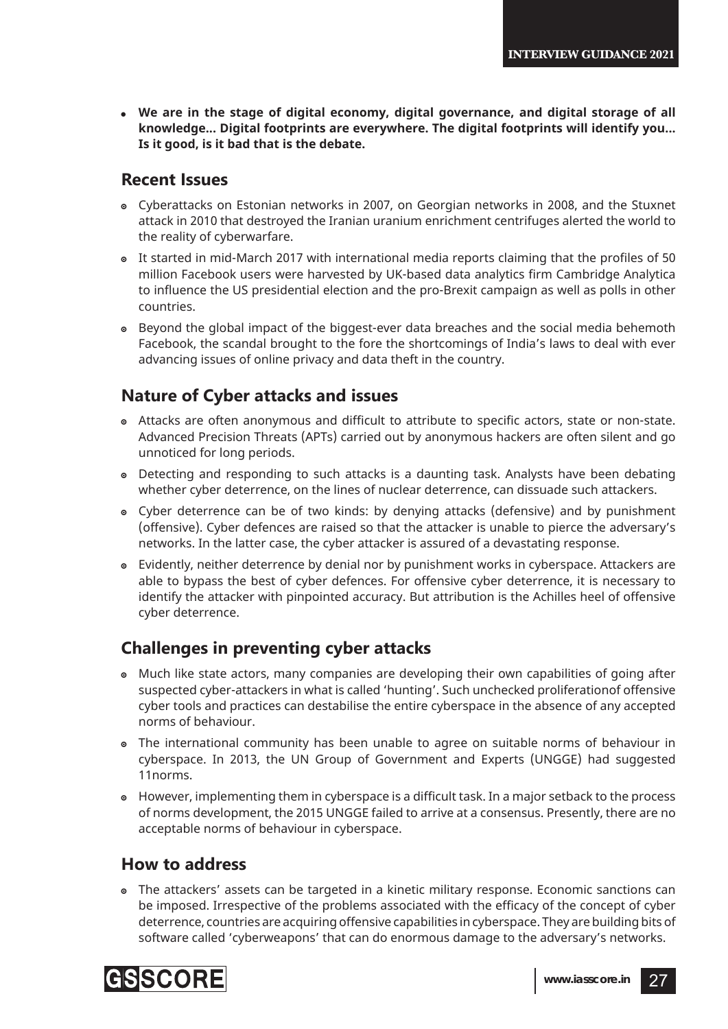- **We are in the stage of digital economy, digital governance, and digital storage of all knowledge… Digital footprints are everywhere. The digital footprints will identify you… Is it good, is it bad that is the debate.**

## Recent Issues

- Cyberattacks on Estonian networks in 2007, on Georgian networks in 2008, and the Stuxnet attack in 2010 that destroyed the Iranian uranium enrichment centrifuges alerted the world to the reality of cyberwarfare.
- It started in mid-March 2017 with international media reports claiming that the profiles of 50 million Facebook users were harvested by UK-based data analytics firm Cambridge Analytica to influence the US presidential election and the pro-Brexit campaign as well as polls in other countries.
- Beyond the global impact of the biggest-ever data breaches and the social media behemoth Facebook, the scandal brought to the fore the shortcomings of India's laws to deal with ever advancing issues of online privacy and data theft in the country.

## Nature of Cyber attacks and issues

- Attacks are often anonymous and difficult to attribute to specific actors, state or non-state. Advanced Precision Threats (APTs) carried out by anonymous hackers are often silent and go unnoticed for long periods.
- Detecting and responding to such attacks is a daunting task. Analysts have been debating whether cyber deterrence, on the lines of nuclear deterrence, can dissuade such attackers.
- Cyber deterrence can be of two kinds: by denying attacks (defensive) and by punishment (offensive). Cyber defences are raised so that the attacker is unable to pierce the adversary's networks. In the latter case, the cyber attacker is assured of a devastating response.
- Evidently, neither deterrence by denial nor by punishment works in cyberspace. Attackers are able to bypass the best of cyber defences. For offensive cyber deterrence, it is necessary to identify the attacker with pinpointed accuracy. But attribution is the Achilles heel of offensive cyber deterrence.

## Challenges in preventing cyber attacks

- Much like state actors, many companies are developing their own capabilities of going after suspected cyber-attackers in what is called 'hunting'. Such unchecked proliferationof offensive cyber tools and practices can destabilise the entire cyberspace in the absence of any accepted norms of behaviour.
- The international community has been unable to agree on suitable norms of behaviour in cyberspace. In 2013, the UN Group of Government and Experts (UNGGE) had suggested 11norms.
- However, implementing them in cyberspace is a difficult task. In a major setback to the process of norms development, the 2015 UNGGE failed to arrive at a consensus. Presently, there are no acceptable norms of behaviour in cyberspace.

## How to address

- The attackers' assets can be targeted in a kinetic military response. Economic sanctions can be imposed. Irrespective of the problems associated with the efficacy of the concept of cyber deterrence, countries are acquiring offensive capabilities in cyberspace. They are building bits of software called 'cyberweapons' that can do enormous damage to the adversary's networks.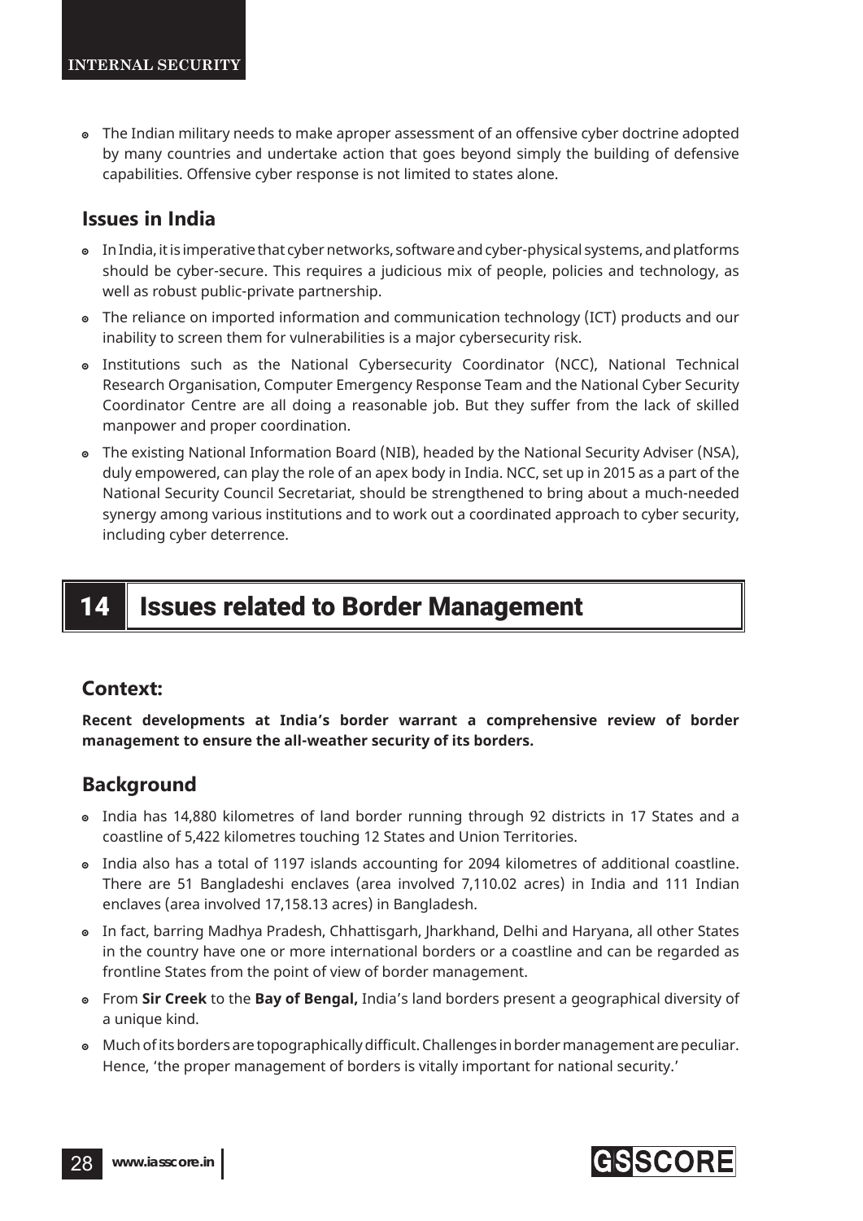- The Indian military needs to make aproper assessment of an offensive cyber doctrine adopted by many countries and undertake action that goes beyond simply the building of defensive capabilities. Offensive cyber response is not limited to states alone.

## Issues in India

- In India, it is imperative that cyber networks, software and cyber-physical systems, and platforms should be cyber-secure. This requires a judicious mix of people, policies and technology, as well as robust public-private partnership.
- The reliance on imported information and communication technology (ICT) products and our inability to screen them for vulnerabilities is a major cybersecurity risk.
- Institutions such as the National Cybersecurity Coordinator (NCC), National Technical Research Organisation, Computer Emergency Response Team and the National Cyber Security Coordinator Centre are all doing a reasonable job. But they suffer from the lack of skilled manpower and proper coordination.
- The existing National Information Board (NIB), headed by the National Security Adviser (NSA), duly empowered, can play the role of an apex body in India. NCC, set up in 2015 as a part of the National Security Council Secretariat, should be strengthened to bring about a much-needed synergy among various institutions and to work out a coordinated approach to cyber security, including cyber deterrence.

# 14 Issues related to Border Management

## Context:

**Recent developments at India's border warrant a comprehensive review of border management to ensure the all-weather security of its borders.**

## Background

- India has 14,880 kilometres of land border running through 92 districts in 17 States and a coastline of 5,422 kilometres touching 12 States and Union Territories.
- India also has a total of 1197 islands accounting for 2094 kilometres of additional coastline. There are 51 Bangladeshi enclaves (area involved 7,110.02 acres) in India and 111 Indian enclaves (area involved 17,158.13 acres) in Bangladesh.
- In fact, barring Madhya Pradesh, Chhattisgarh, Jharkhand, Delhi and Haryana, all other States in the country have one or more international borders or a coastline and can be regarded as frontline States from the point of view of border management.
- From **Sir Creek** to the **Bay of Bengal,** India's land borders present a geographical diversity of a unique kind.
- Much of its borders are topographically difficult. Challenges in border management are peculiar. Hence, 'the proper management of borders is vitally important for national security.'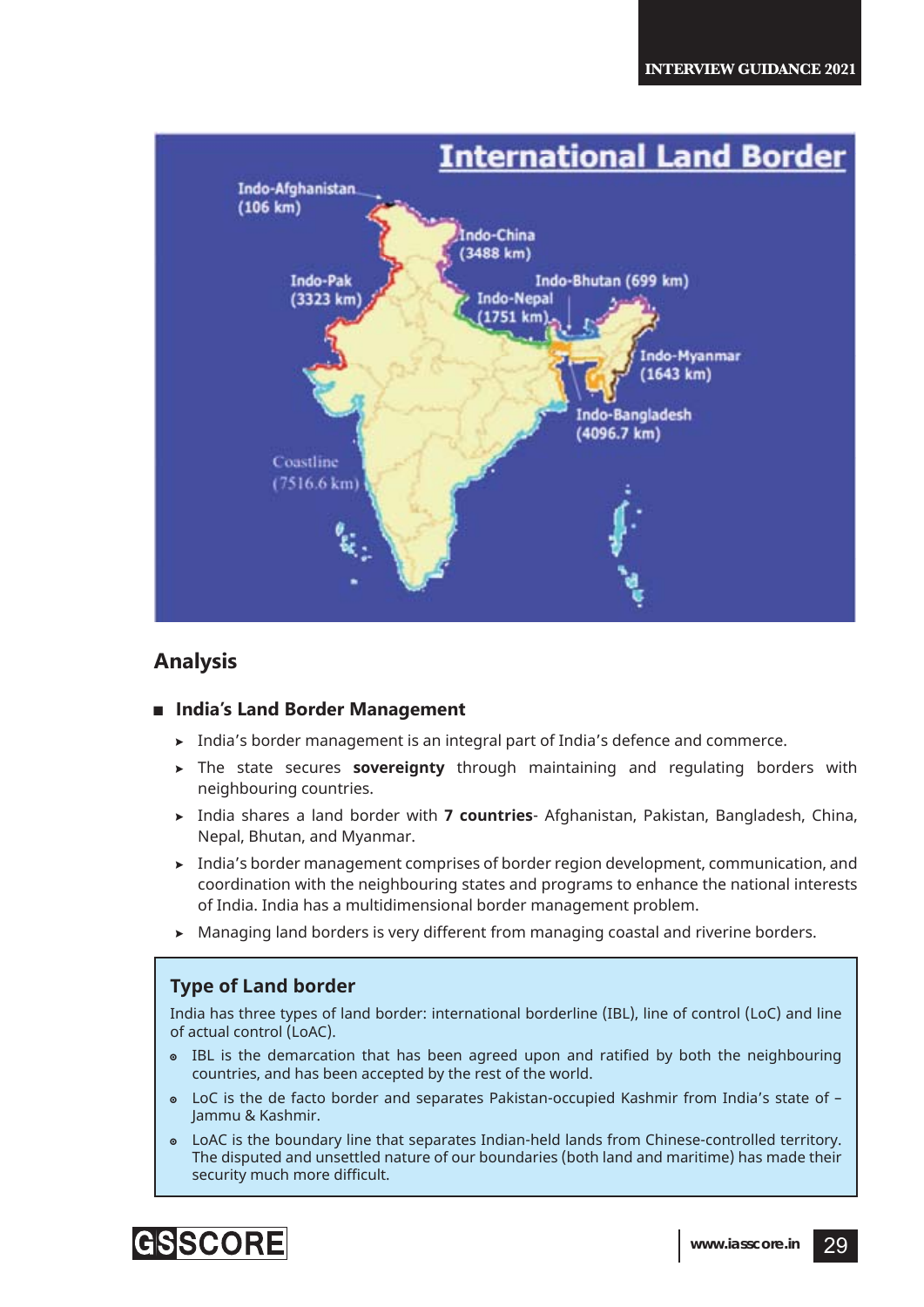## Analysis

- **India's Land Border Management**
  - India's border management is an integral part of India's defence and commerce.
  - The state secures **sovereignty** through maintaining and regulating borders with neighbouring countries.
  - India shares a land border with **7 countries**- Afghanistan, Pakistan, Bangladesh, China, Nepal, Bhutan, and Myanmar.
  - India's border management comprises of border region development, communication, and coordination with the neighbouring states and programs to enhance the national interests of India. India has a multidimensional border management problem.
  - Managing land borders is very different from managing coastal and riverine borders.

### Type of Land border

India has three types of land border: international borderline (IBL), line of control (LoC) and line of actual control (LoAC).

- IBL is the demarcation that has been agreed upon and ratified by both the neighbouring countries, and has been accepted by the rest of the world.
- LoC is the de facto border and separates Pakistan-occupied Kashmir from India's state of – Jammu & Kashmir.
- LoAC is the boundary line that separates Indian-held lands from Chinese-controlled territory. The disputed and unsettled nature of our boundaries (both land and maritime) has made their security much more difficult.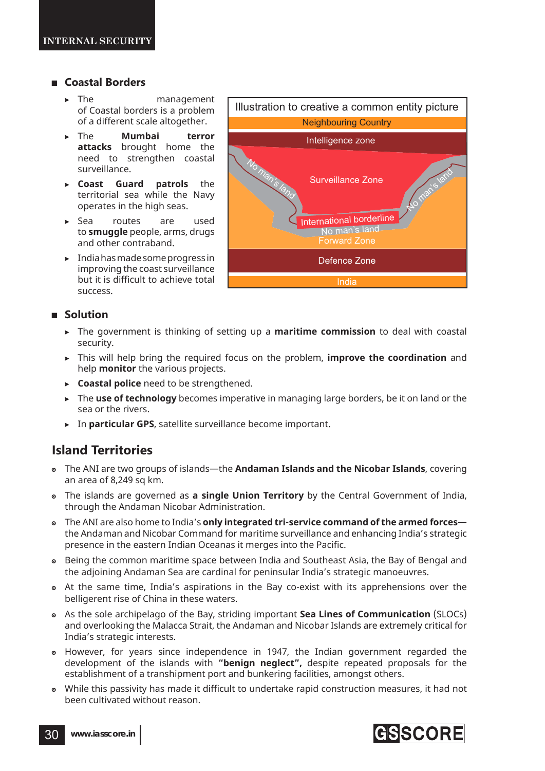## Coastal Borders

- The management of Coastal borders is a problem of a different scale altogether.
- The **Mumbai terror attacks** brought home the need to strengthen coastal surveillance.
- **Coast Guard patrols** the territorial sea while the Navy operates in the high seas.
- Sea routes are used to **smuggle** people, arms, drugs and other contraband.
- India has made some progress in improving the coast surveillance but it is difficult to achieve total success.

Illustration to creative a common entity picture

Neighbouring Country

Intelligence zone

Surveillance Zone

No man's land

No man's land

International borderline

No man's land

Forward Zone

Defence Zone

India

## Solution

- The government is thinking of setting up a **maritime commission** to deal with coastal security.
- This will help bring the required focus on the problem, **improve the coordination** and help **monitor** the various projects.
- **Coastal police** need to be strengthened.
- The **use of technology** becomes imperative in managing large borders, be it on land or the sea or the rivers.
- In **particular GPS**, satellite surveillance become important.

# Island Territories

- The ANI are two groups of islands—the **Andaman Islands and the Nicobar Islands**, covering an area of 8,249 sq km.
- The islands are governed as **a single Union Territory** by the Central Government of India, through the Andaman Nicobar Administration.
- The ANI are also home to India's **only integrated tri-service command of the armed forces**—the Andaman and Nicobar Command for maritime surveillance and enhancing India's strategic presence in the eastern Indian Oceanas it merges into the Pacific.
- Being the common maritime space between India and Southeast Asia, the Bay of Bengal and the adjoining Andaman Sea are cardinal for peninsular India's strategic manoeuvres.
- At the same time, India's aspirations in the Bay co-exist with its apprehensions over the belligerent rise of China in these waters.
- As the sole archipelago of the Bay, striding important **Sea Lines of Communication** (SLOCs) and overlooking the Malacca Strait, the Andaman and Nicobar Islands are extremely critical for India's strategic interests.
- However, for years since independence in 1947, the Indian government regarded the development of the islands with **"benign neglect",** despite repeated proposals for the establishment of a transhipment port and bunkering facilities, amongst others.
- While this passivity has made it difficult to undertake rapid construction measures, it had not been cultivated without reason.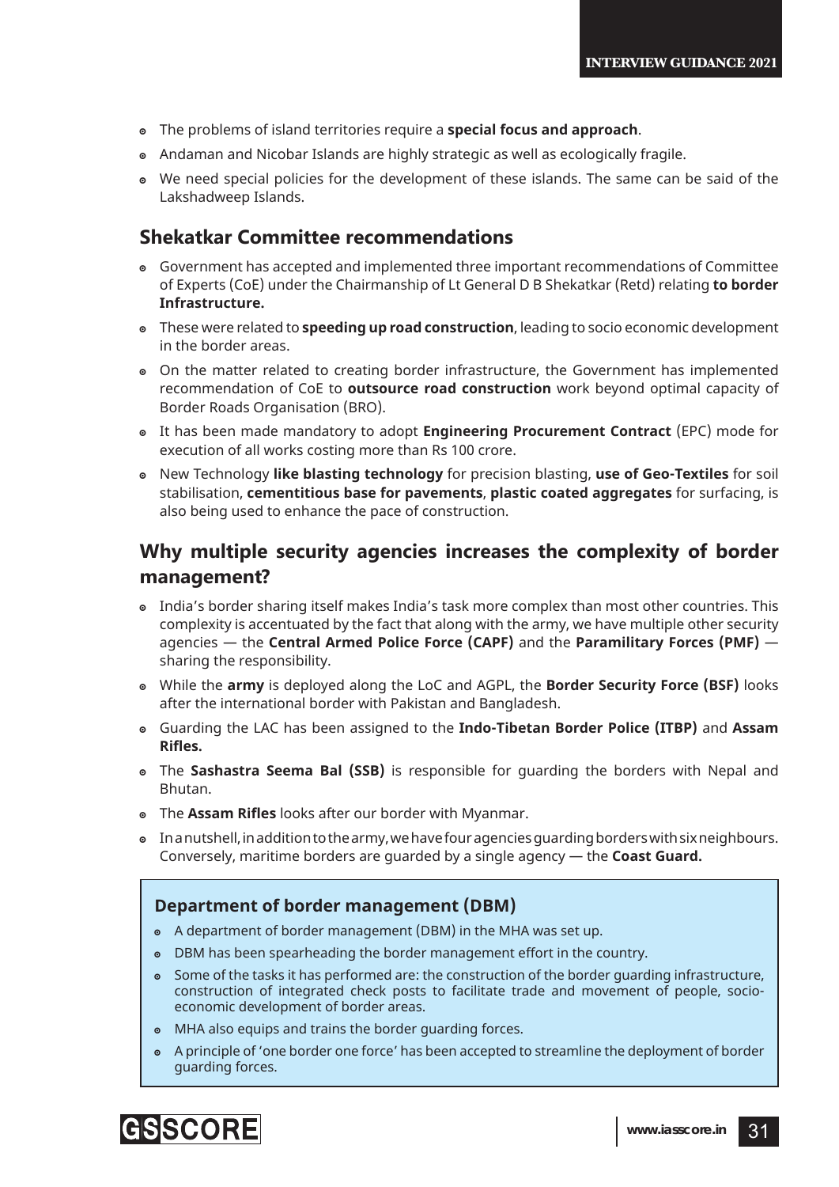- The problems of island territories require a **special focus and approach**.
- Andaman and Nicobar Islands are highly strategic as well as ecologically fragile.
- We need special policies for the development of these islands. The same can be said of the Lakshadweep Islands.

## Shekatkar Committee recommendations

- Government has accepted and implemented three important recommendations of Committee of Experts (CoE) under the Chairmanship of Lt General D B Shekatkar (Retd) relating **to border Infrastructure.**
- These were related to **speeding up road construction**, leading to socio economic development in the border areas.
- On the matter related to creating border infrastructure, the Government has implemented recommendation of CoE to **outsource road construction** work beyond optimal capacity of Border Roads Organisation (BRO).
- It has been made mandatory to adopt **Engineering Procurement Contract** (EPC) mode for execution of all works costing more than Rs 100 crore.
- New Technology **like blasting technology** for precision blasting, **use of Geo-Textiles** for soil stabilisation, **cementitious base for pavements**, **plastic coated aggregates** for surfacing, is also being used to enhance the pace of construction.

## Why multiple security agencies increases the complexity of border management?

- India's border sharing itself makes India's task more complex than most other countries. This complexity is accentuated by the fact that along with the army, we have multiple other security agencies — the **Central Armed Police Force (CAPF)** and the **Paramilitary Forces (PMF)** — sharing the responsibility.
- While the **army** is deployed along the LoC and AGPL, the **Border Security Force (BSF)** looks after the international border with Pakistan and Bangladesh.
- Guarding the LAC has been assigned to the **Indo-Tibetan Border Police (ITBP)** and **Assam Rifles.**
- The **Sashastra Seema Bal (SSB)** is responsible for guarding the borders with Nepal and Bhutan.
- The **Assam Rifles** looks after our border with Myanmar.
- In a nutshell, in addition to the army, we have four agencies guarding borders with six neighbours. Conversely, maritime borders are guarded by a single agency — the **Coast Guard.**

### Department of border management (DBM)

- A department of border management (DBM) in the MHA was set up.
- DBM has been spearheading the border management effort in the country.
- Some of the tasks it has performed are: the construction of the border guarding infrastructure, construction of integrated check posts to facilitate trade and movement of people, socio-economic development of border areas.
- MHA also equips and trains the border guarding forces.
- A principle of 'one border one force' has been accepted to streamline the deployment of border guarding forces.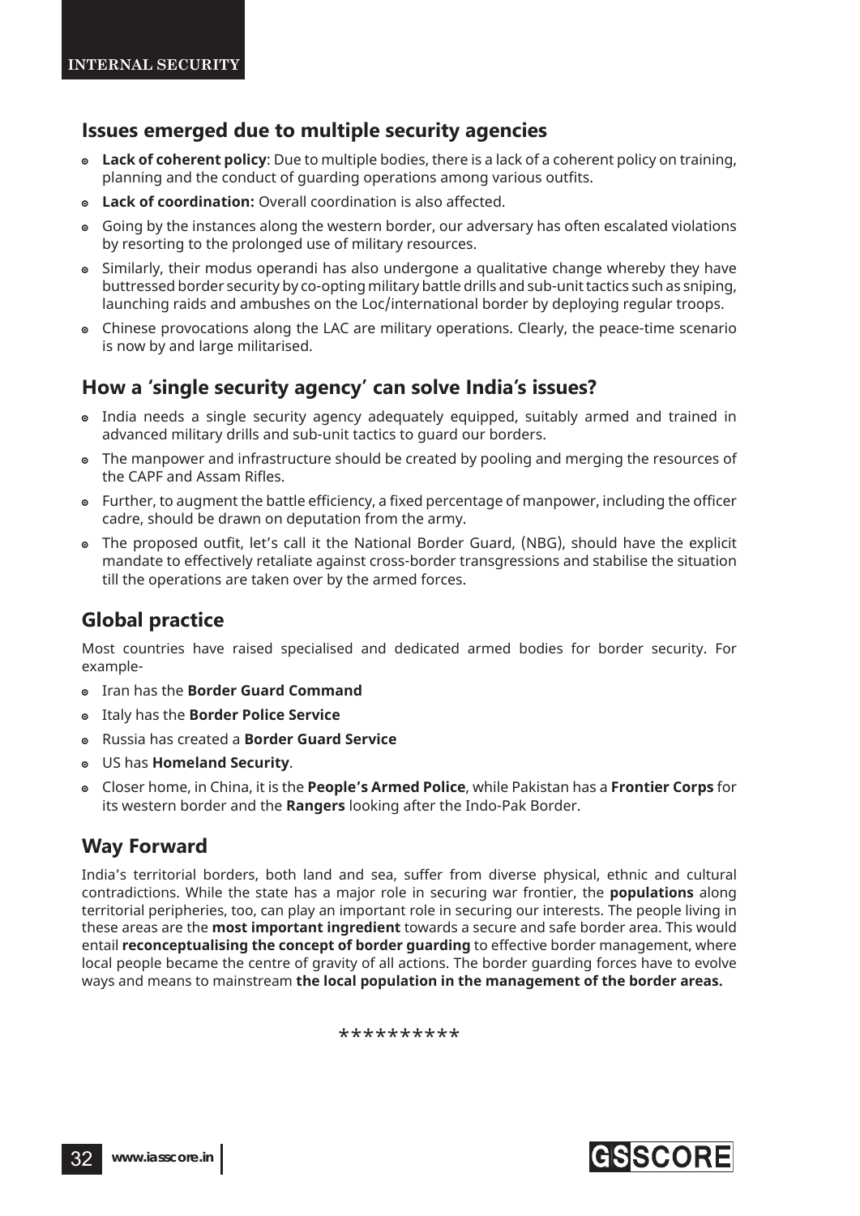## Issues emerged due to multiple security agencies

- **Lack of coherent policy**: Due to multiple bodies, there is a lack of a coherent policy on training, planning and the conduct of guarding operations among various outfits.
- **Lack of coordination:** Overall coordination is also affected.
- Going by the instances along the western border, our adversary has often escalated violations by resorting to the prolonged use of military resources.
- Similarly, their modus operandi has also undergone a qualitative change whereby they have buttressed border security by co-opting military battle drills and sub-unit tactics such as sniping, launching raids and ambushes on the Loc/international border by deploying regular troops.
- Chinese provocations along the LAC are military operations. Clearly, the peace-time scenario is now by and large militarised.

## How a 'single security agency' can solve India's issues?

- India needs a single security agency adequately equipped, suitably armed and trained in advanced military drills and sub-unit tactics to guard our borders.
- The manpower and infrastructure should be created by pooling and merging the resources of the CAPF and Assam Rifles.
- Further, to augment the battle efficiency, a fixed percentage of manpower, including the officer cadre, should be drawn on deputation from the army.
- The proposed outfit, let's call it the National Border Guard, (NBG), should have the explicit mandate to effectively retaliate against cross-border transgressions and stabilise the situation till the operations are taken over by the armed forces.

## Global practice

Most countries have raised specialised and dedicated armed bodies for border security. For example-

- Iran has the **Border Guard Command**
- Italy has the **Border Police Service**
- Russia has created a **Border Guard Service**
- US has **Homeland Security**.
- Closer home, in China, it is the **People's Armed Police**, while Pakistan has a **Frontier Corps** for its western border and the **Rangers** looking after the Indo-Pak Border.

## Way Forward

India's territorial borders, both land and sea, suffer from diverse physical, ethnic and cultural contradictions. While the state has a major role in securing war frontier, the **populations** along territorial peripheries, too, can play an important role in securing our interests. The people living in these areas are the **most important ingredient** towards a secure and safe border area. This would entail **reconceptualising the concept of border guarding** to effective border management, where local people became the centre of gravity of all actions. The border guarding forces have to evolve ways and means to mainstream **the local population in the management of the border areas.**

**********